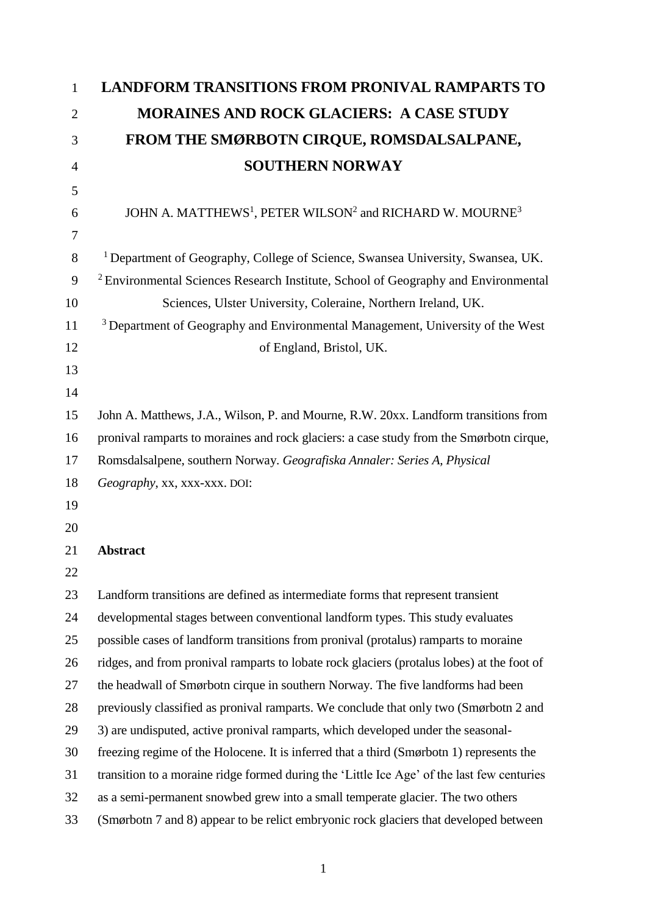# LANDFORM TRANSITIONS FROM PRONIVAL RAMPARTS TO MORAINES AND ROCK GLACIERS: A CASE STUDY FROM THE SMØRBOTN CIRQUE, ROMSDALSALPANE, SOUTHERN NORWAY

JOHN A. MATTHEWS[1], PETER WILSON[2] and RICHARD W. MOURNE[3]

[1] Department of Geography, College of Science, Swansea University, Swansea, UK.
[2] Environmental Sciences Research Institute, School of Geography and Environmental Sciences, Ulster University, Coleraine, Northern Ireland, UK.
[3] Department of Geography and Environmental Management, University of the West of England, Bristol, UK.

John A. Matthews, J.A., Wilson, P. and Mourne, R.W. 20xx. Landform transitions from pronival ramparts to moraines and rock glaciers: a case study from the Smørbotn cirque, Romsdalsalpene, southern Norway. *Geografiska Annaler: Series A, Physical Geography*, xx, xxx-xxx. DOI:

## Abstract

Landform transitions are defined as intermediate forms that represent transient developmental stages between conventional landform types. This study evaluates possible cases of landform transitions from pronival (protalus) ramparts to moraine ridges, and from pronival ramparts to lobate rock glaciers (protalus lobes) at the foot of the headwall of Smørbotn cirque in southern Norway. The five landforms had been previously classified as pronival ramparts. We conclude that only two (Smørbotn 2 and 3) are undisputed, active pronival ramparts, which developed under the seasonal-freezing regime of the Holocene. It is inferred that a third (Smørbotn 1) represents the transition to a moraine ridge formed during the 'Little Ice Age' of the last few centuries as a semi-permanent snowbed grew into a small temperate glacier. The two others (Smørbotn 7 and 8) appear to be relict embryonic rock glaciers that developed between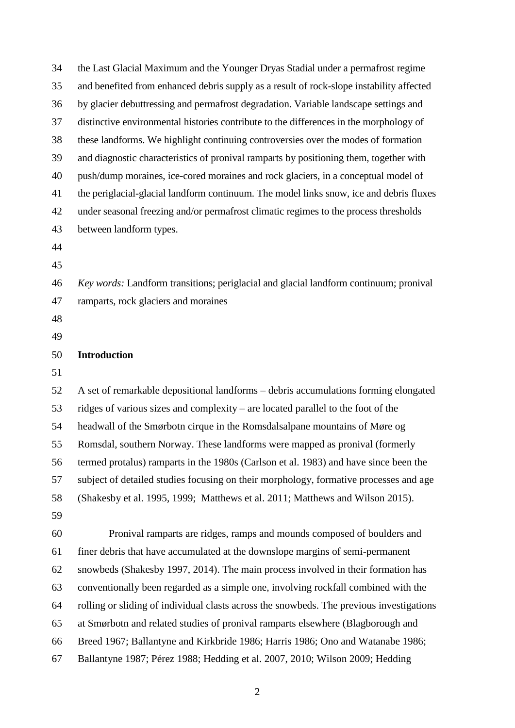the Last Glacial Maximum and the Younger Dryas Stadial under a permafrost regime and benefited from enhanced debris supply as a result of rock-slope instability affected by glacier debuttressing and permafrost degradation. Variable landscape settings and distinctive environmental histories contribute to the differences in the morphology of these landforms. We highlight continuing controversies over the modes of formation and diagnostic characteristics of pronival ramparts by positioning them, together with push/dump moraines, ice-cored moraines and rock glaciers, in a conceptual model of the periglacial-glacial landform continuum. The model links snow, ice and debris fluxes under seasonal freezing and/or permafrost climatic regimes to the process thresholds between landform types.

*Key words:* Landform transitions; periglacial and glacial landform continuum; pronival ramparts, rock glaciers and moraines

## Introduction

A set of remarkable depositional landforms – debris accumulations forming elongated ridges of various sizes and complexity – are located parallel to the foot of the headwall of the Smørbotn cirque in the Romsdalsalpane mountains of Møre og Romsdal, southern Norway. These landforms were mapped as pronival (formerly termed protalus) ramparts in the 1980s (Carlson et al. 1983) and have since been the subject of detailed studies focusing on their morphology, formative processes and age (Shakesby et al. 1995, 1999; Matthews et al. 2011; Matthews and Wilson 2015).

Pronival ramparts are ridges, ramps and mounds composed of boulders and finer debris that have accumulated at the downslope margins of semi-permanent snowbeds (Shakesby 1997, 2014). The main process involved in their formation has conventionally been regarded as a simple one, involving rockfall combined with the rolling or sliding of individual clasts across the snowbeds. The previous investigations at Smørbotn and related studies of pronival ramparts elsewhere (Blagborough and Breed 1967; Ballantyne and Kirkbride 1986; Harris 1986; Ono and Watanabe 1986; Ballantyne 1987; Pérez 1988; Hedding et al. 2007, 2010; Wilson 2009; Hedding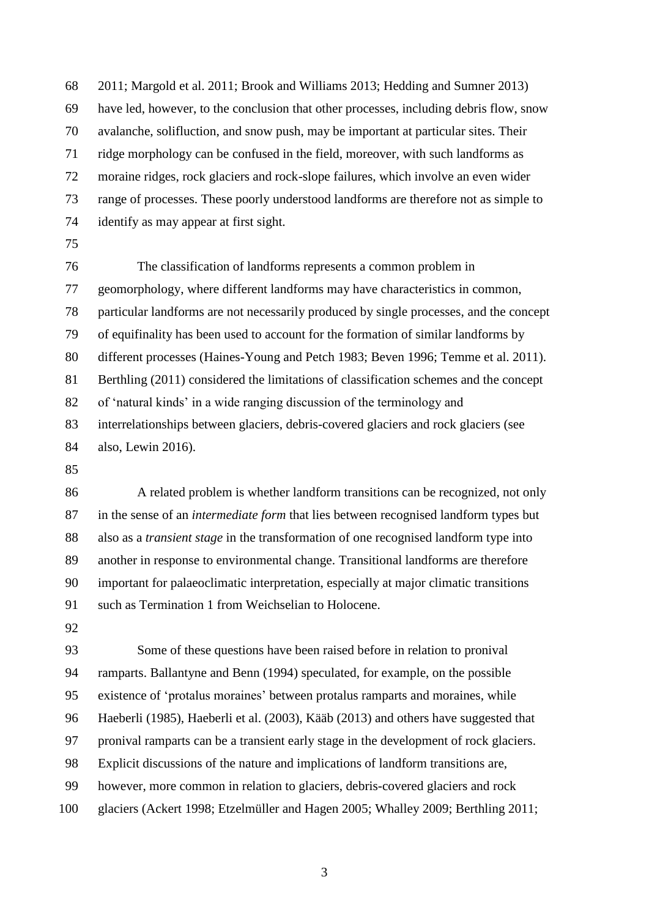2011; Margold et al. 2011; Brook and Williams 2013; Hedding and Sumner 2013) have led, however, to the conclusion that other processes, including debris flow, snow avalanche, solifluction, and snow push, may be important at particular sites. Their ridge morphology can be confused in the field, moreover, with such landforms as moraine ridges, rock glaciers and rock-slope failures, which involve an even wider range of processes. These poorly understood landforms are therefore not as simple to identify as may appear at first sight.

The classification of landforms represents a common problem in geomorphology, where different landforms may have characteristics in common, particular landforms are not necessarily produced by single processes, and the concept of equifinality has been used to account for the formation of similar landforms by different processes (Haines-Young and Petch 1983; Beven 1996; Temme et al. 2011). Berthling (2011) considered the limitations of classification schemes and the concept of 'natural kinds' in a wide ranging discussion of the terminology and interrelationships between glaciers, debris-covered glaciers and rock glaciers (see also, Lewin 2016).

A related problem is whether landform transitions can be recognized, not only in the sense of an *intermediate form* that lies between recognised landform types but also as a *transient stage* in the transformation of one recognised landform type into another in response to environmental change. Transitional landforms are therefore important for palaeoclimatic interpretation, especially at major climatic transitions such as Termination 1 from Weichselian to Holocene.

Some of these questions have been raised before in relation to pronival ramparts. Ballantyne and Benn (1994) speculated, for example, on the possible existence of 'protalus moraines' between protalus ramparts and moraines, while Haeberli (1985), Haeberli et al. (2003), Kääb (2013) and others have suggested that pronival ramparts can be a transient early stage in the development of rock glaciers. Explicit discussions of the nature and implications of landform transitions are, however, more common in relation to glaciers, debris-covered glaciers and rock glaciers (Ackert 1998; Etzelmüller and Hagen 2005; Whalley 2009; Berthling 2011;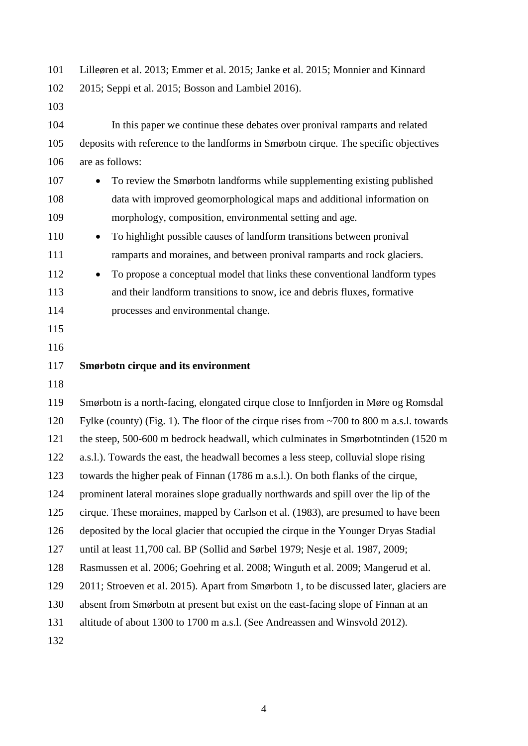Lilleøren et al. 2013; Emmer et al. 2015; Janke et al. 2015; Monnier and Kinnard 2015; Seppi et al. 2015; Bosson and Lambiel 2016).

In this paper we continue these debates over pronival ramparts and related deposits with reference to the landforms in Smørbotn cirque. The specific objectives are as follows:

- To review the Smørbotn landforms while supplementing existing published data with improved geomorphological maps and additional information on morphology, composition, environmental setting and age.
- To highlight possible causes of landform transitions between pronival ramparts and moraines, and between pronival ramparts and rock glaciers.
- To propose a conceptual model that links these conventional landform types and their landform transitions to snow, ice and debris fluxes, formative processes and environmental change.

## Smørbotn cirque and its environment

Smørbotn is a north-facing, elongated cirque close to Innfjorden in Møre og Romsdal Fylke (county) (Fig. 1). The floor of the cirque rises from ~700 to 800 m a.s.l. towards the steep, 500-600 m bedrock headwall, which culminates in Smørbotntinden (1520 m a.s.l.). Towards the east, the headwall becomes a less steep, colluvial slope rising towards the higher peak of Finnan (1786 m a.s.l.). On both flanks of the cirque, prominent lateral moraines slope gradually northwards and spill over the lip of the cirque. These moraines, mapped by Carlson et al. (1983), are presumed to have been deposited by the local glacier that occupied the cirque in the Younger Dryas Stadial until at least 11,700 cal. BP (Sollid and Sørbel 1979; Nesje et al. 1987, 2009; Rasmussen et al. 2006; Goehring et al. 2008; Winguth et al. 2009; Mangerud et al. 2011; Stroeven et al. 2015). Apart from Smørbotn 1, to be discussed later, glaciers are absent from Smørbotn at present but exist on the east-facing slope of Finnan at an altitude of about 1300 to 1700 m a.s.l. (See Andreassen and Winsvold 2012).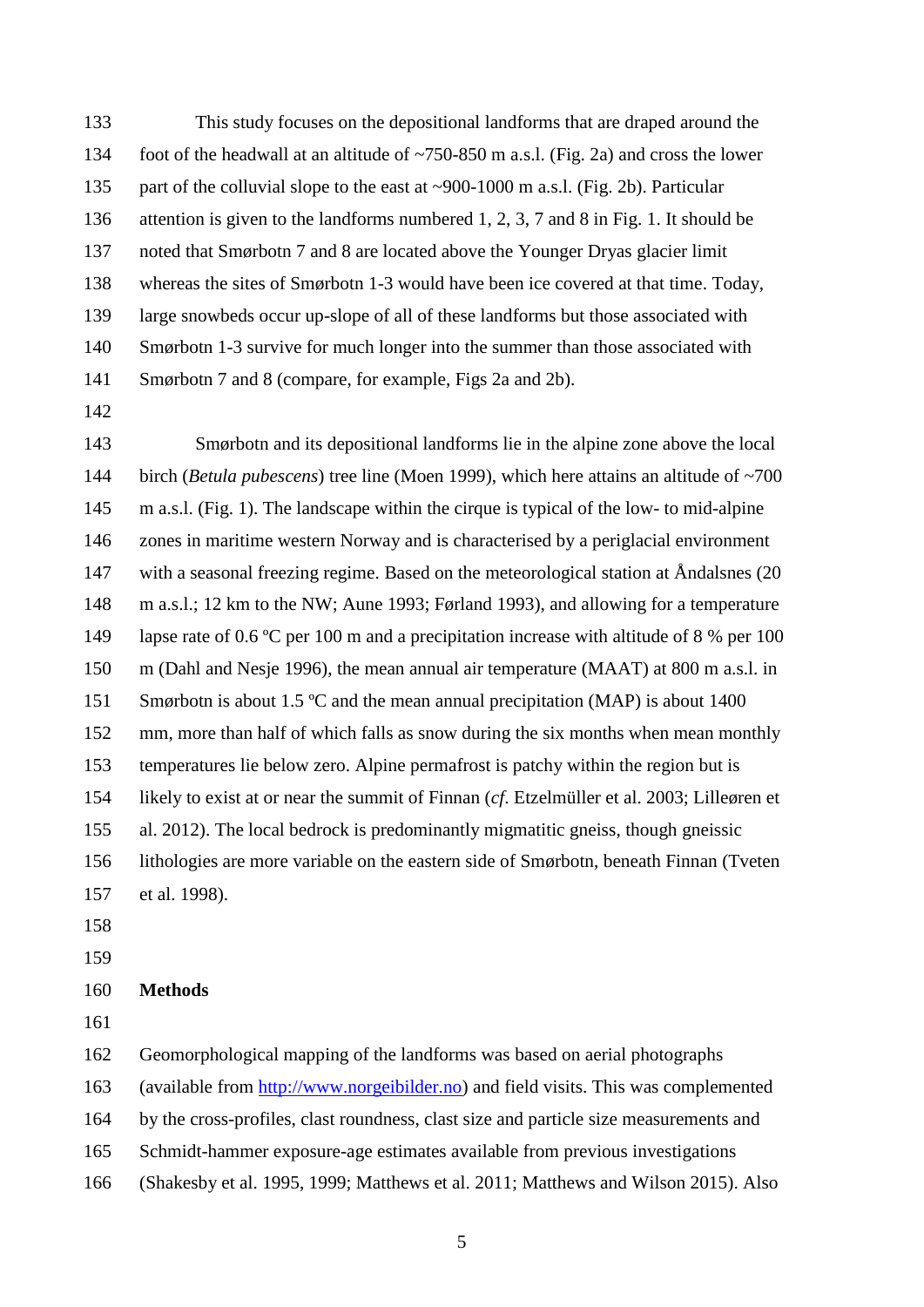This study focuses on the depositional landforms that are draped around the foot of the headwall at an altitude of ~750-850 m a.s.l. (Fig. 2a) and cross the lower part of the colluvial slope to the east at ~900-1000 m a.s.l. (Fig. 2b). Particular attention is given to the landforms numbered 1, 2, 3, 7 and 8 in Fig. 1. It should be noted that Smørbotn 7 and 8 are located above the Younger Dryas glacier limit whereas the sites of Smørbotn 1-3 would have been ice covered at that time. Today, large snowbeds occur up-slope of all of these landforms but those associated with Smørbotn 1-3 survive for much longer into the summer than those associated with Smørbotn 7 and 8 (compare, for example, Figs 2a and 2b).

Smørbotn and its depositional landforms lie in the alpine zone above the local birch (*Betula pubescens*) tree line (Moen 1999), which here attains an altitude of ~700 m a.s.l. (Fig. 1). The landscape within the cirque is typical of the low- to mid-alpine zones in maritime western Norway and is characterised by a periglacial environment with a seasonal freezing regime. Based on the meteorological station at Åndalsnes (20 m a.s.l.; 12 km to the NW; Aune 1993; Førland 1993), and allowing for a temperature lapse rate of 0.6 ºC per 100 m and a precipitation increase with altitude of 8 % per 100 m (Dahl and Nesje 1996), the mean annual air temperature (MAAT) at 800 m a.s.l. in Smørbotn is about 1.5 ºC and the mean annual precipitation (MAP) is about 1400 mm, more than half of which falls as snow during the six months when mean monthly temperatures lie below zero. Alpine permafrost is patchy within the region but is likely to exist at or near the summit of Finnan (*cf*. Etzelmüller et al. 2003; Lilleøren et al. 2012). The local bedrock is predominantly migmatitic gneiss, though gneissic lithologies are more variable on the eastern side of Smørbotn, beneath Finnan (Tveten et al. 1998).

## Methods

Geomorphological mapping of the landforms was based on aerial photographs (available from http://www.norgeibilder.no) and field visits. This was complemented by the cross-profiles, clast roundness, clast size and particle size measurements and Schmidt-hammer exposure-age estimates available from previous investigations (Shakesby et al. 1995, 1999; Matthews et al. 2011; Matthews and Wilson 2015). Also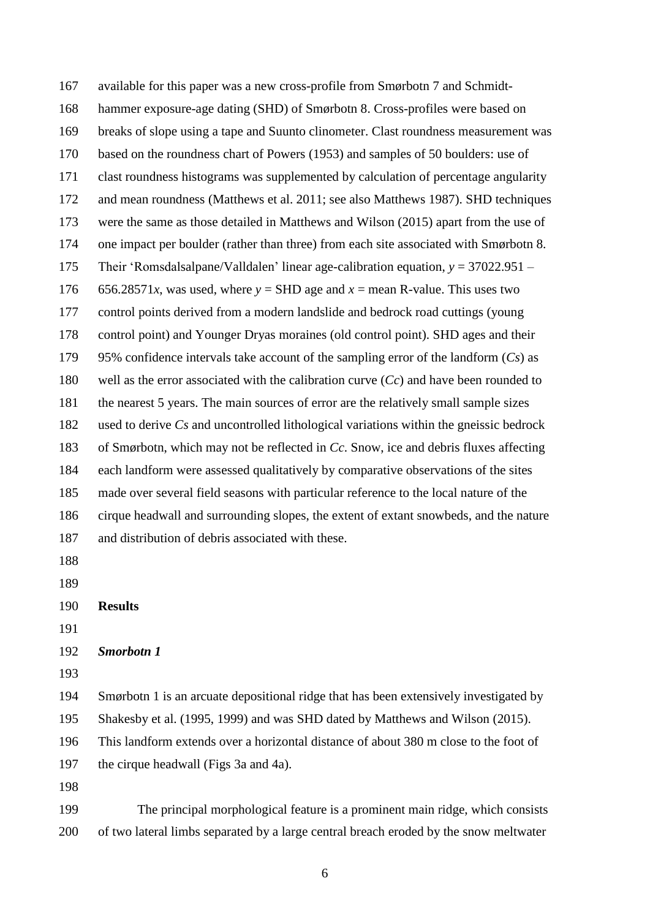available for this paper was a new cross-profile from Smørbotn 7 and Schmidt-hammer exposure-age dating (SHD) of Smørbotn 8. Cross-profiles were based on breaks of slope using a tape and Suunto clinometer. Clast roundness measurement was based on the roundness chart of Powers (1953) and samples of 50 boulders: use of clast roundness histograms was supplemented by calculation of percentage angularity and mean roundness (Matthews et al. 2011; see also Matthews 1987). SHD techniques were the same as those detailed in Matthews and Wilson (2015) apart from the use of one impact per boulder (rather than three) from each site associated with Smørbotn 8. Their 'Romsdalsalpane/Valldalen' linear age-calibration equation, $y = 37022.951 - 656.28571x$, was used, where $y$ = SHD age and $x$ = mean R-value. This uses two control points derived from a modern landslide and bedrock road cuttings (young control point) and Younger Dryas moraines (old control point). SHD ages and their 95% confidence intervals take account of the sampling error of the landform ($C_s$) as well as the error associated with the calibration curve ($C_c$) and have been rounded to the nearest 5 years. The main sources of error are the relatively small sample sizes used to derive $C_s$ and uncontrolled lithological variations within the gneissic bedrock of Smørbotn, which may not be reflected in $C_c$. Snow, ice and debris fluxes affecting each landform were assessed qualitatively by comparative observations of the sites made over several field seasons with particular reference to the local nature of the cirque headwall and surrounding slopes, the extent of extant snowbeds, and the nature and distribution of debris associated with these.

## Results

### *Smorbotn 1*

Smørbotn 1 is an arcuate depositional ridge that has been extensively investigated by Shakesby et al. (1995, 1999) and was SHD dated by Matthews and Wilson (2015). This landform extends over a horizontal distance of about 380 m close to the foot of the cirque headwall (Figs 3a and 4a).

The principal morphological feature is a prominent main ridge, which consists of two lateral limbs separated by a large central breach eroded by the snow meltwater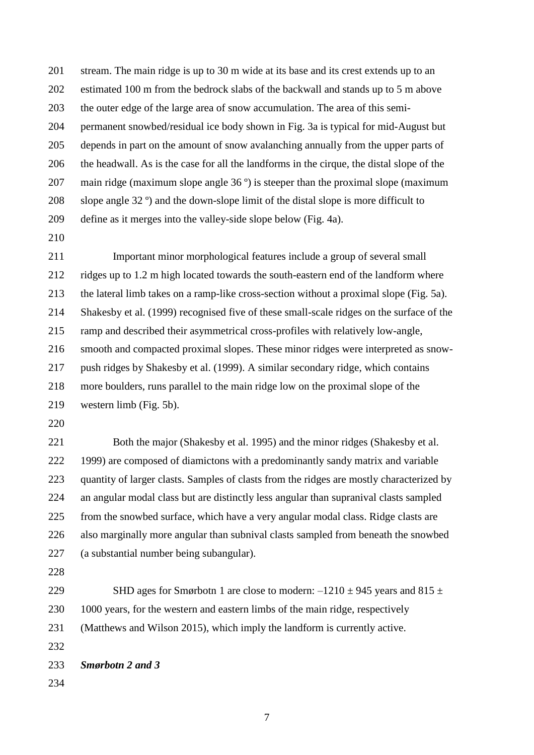stream. The main ridge is up to 30 m wide at its base and its crest extends up to an estimated 100 m from the bedrock slabs of the backwall and stands up to 5 m above the outer edge of the large area of snow accumulation. The area of this semi-permanent snowbed/residual ice body shown in Fig. 3a is typical for mid-August but depends in part on the amount of snow avalanching annually from the upper parts of the headwall. As is the case for all the landforms in the cirque, the distal slope of the main ridge (maximum slope angle 36 º) is steeper than the proximal slope (maximum slope angle 32 º) and the down-slope limit of the distal slope is more difficult to define as it merges into the valley-side slope below (Fig. 4a).

Important minor morphological features include a group of several small ridges up to 1.2 m high located towards the south-eastern end of the landform where the lateral limb takes on a ramp-like cross-section without a proximal slope (Fig. 5a). Shakesby et al. (1999) recognised five of these small-scale ridges on the surface of the ramp and described their asymmetrical cross-profiles with relatively low-angle, smooth and compacted proximal slopes. These minor ridges were interpreted as snow-push ridges by Shakesby et al. (1999). A similar secondary ridge, which contains more boulders, runs parallel to the main ridge low on the proximal slope of the western limb (Fig. 5b).

Both the major (Shakesby et al. 1995) and the minor ridges (Shakesby et al. 1999) are composed of diamictons with a predominantly sandy matrix and variable quantity of larger clasts. Samples of clasts from the ridges are mostly characterized by an angular modal class but are distinctly less angular than supranival clasts sampled from the snowbed surface, which have a very angular modal class. Ridge clasts are also marginally more angular than subnival clasts sampled from beneath the snowbed (a substantial number being subangular).

SHD ages for Smørbotn 1 are close to modern: $-1210 \pm 945$ years and $815 \pm 1000$ years, for the western and eastern limbs of the main ridge, respectively (Matthews and Wilson 2015), which imply the landform is currently active.

***Smørbotn 2 and 3***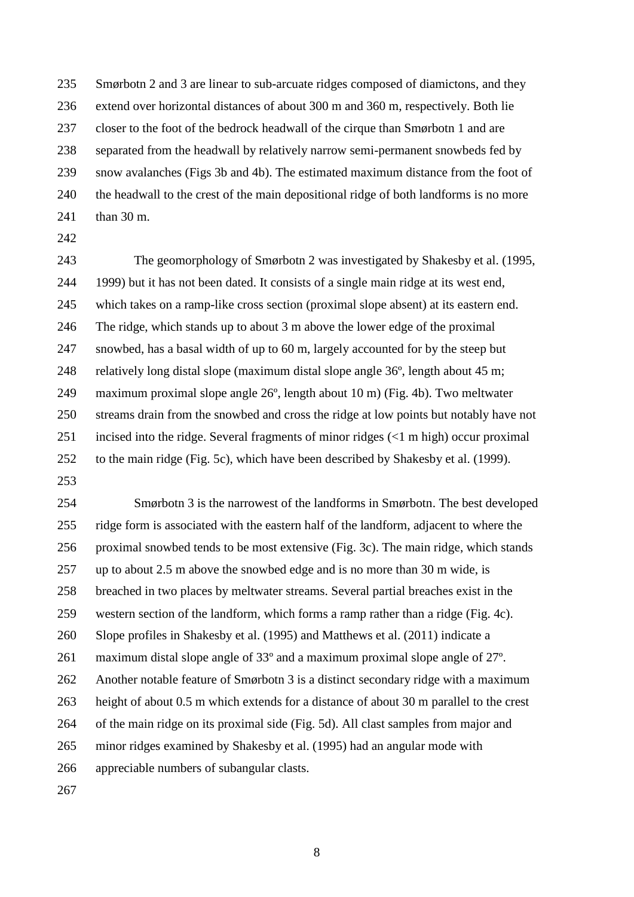Smørbotn 2 and 3 are linear to sub-arcuate ridges composed of diamictons, and they extend over horizontal distances of about 300 m and 360 m, respectively. Both lie closer to the foot of the bedrock headwall of the cirque than Smørbotn 1 and are separated from the headwall by relatively narrow semi-permanent snowbeds fed by snow avalanches (Figs 3b and 4b). The estimated maximum distance from the foot of the headwall to the crest of the main depositional ridge of both landforms is no more than 30 m.

The geomorphology of Smørbotn 2 was investigated by Shakesby et al. (1995, 1999) but it has not been dated. It consists of a single main ridge at its west end, which takes on a ramp-like cross section (proximal slope absent) at its eastern end. The ridge, which stands up to about 3 m above the lower edge of the proximal snowbed, has a basal width of up to 60 m, largely accounted for by the steep but relatively long distal slope (maximum distal slope angle 36º, length about 45 m; maximum proximal slope angle 26º, length about 10 m) (Fig. 4b). Two meltwater streams drain from the snowbed and cross the ridge at low points but notably have not incised into the ridge. Several fragments of minor ridges (<1 m high) occur proximal to the main ridge (Fig. 5c), which have been described by Shakesby et al. (1999).

Smørbotn 3 is the narrowest of the landforms in Smørbotn. The best developed ridge form is associated with the eastern half of the landform, adjacent to where the proximal snowbed tends to be most extensive (Fig. 3c). The main ridge, which stands up to about 2.5 m above the snowbed edge and is no more than 30 m wide, is breached in two places by meltwater streams. Several partial breaches exist in the western section of the landform, which forms a ramp rather than a ridge (Fig. 4c). Slope profiles in Shakesby et al. (1995) and Matthews et al. (2011) indicate a maximum distal slope angle of 33º and a maximum proximal slope angle of 27º. Another notable feature of Smørbotn 3 is a distinct secondary ridge with a maximum height of about 0.5 m which extends for a distance of about 30 m parallel to the crest of the main ridge on its proximal side (Fig. 5d). All clast samples from major and minor ridges examined by Shakesby et al. (1995) had an angular mode with appreciable numbers of subangular clasts.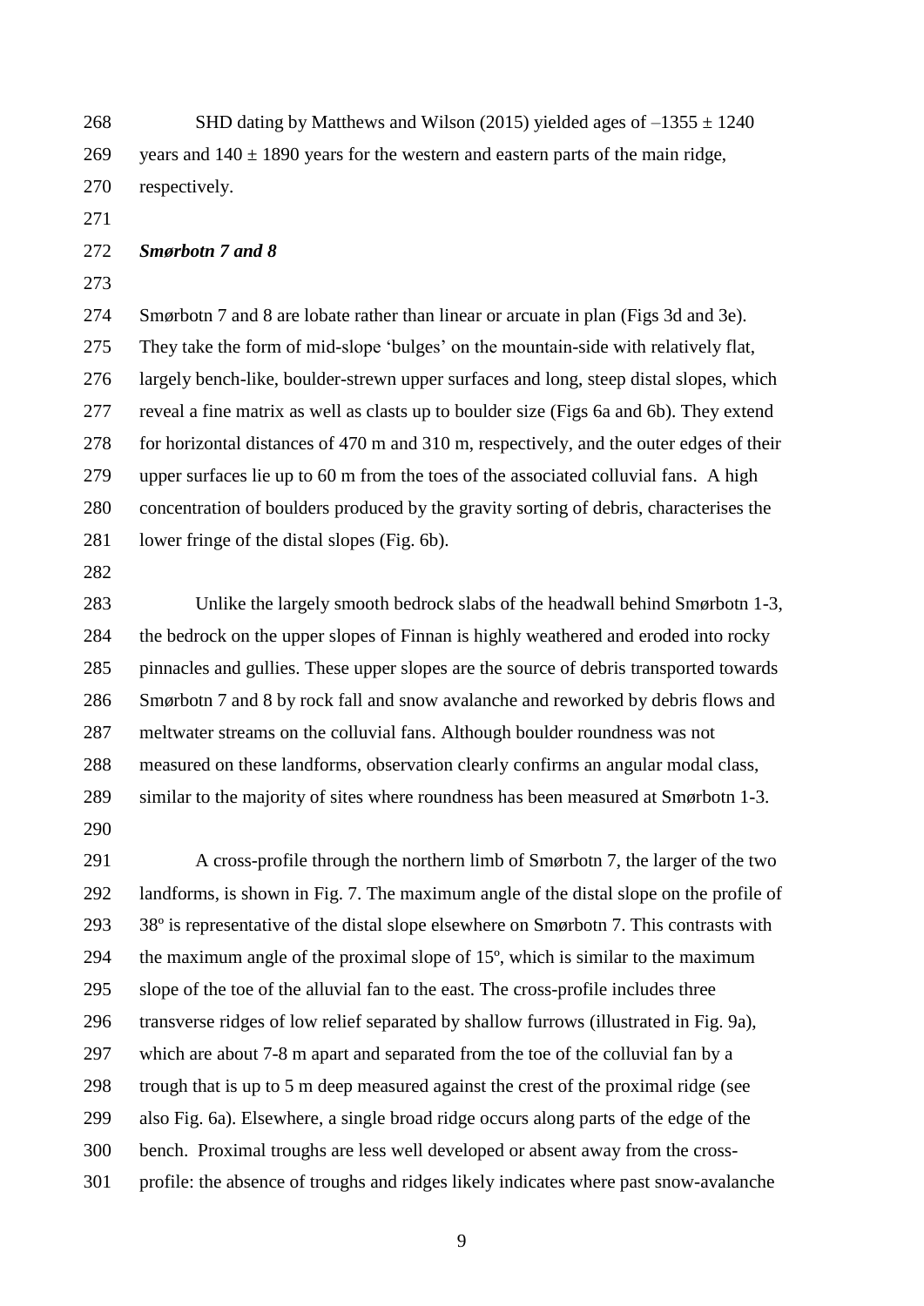SHD dating by Matthews and Wilson (2015) yielded ages of –1355 ± 1240 years and 140 ± 1890 years for the western and eastern parts of the main ridge, respectively.

***Smørbotn 7 and 8***

Smørbotn 7 and 8 are lobate rather than linear or arcuate in plan (Figs 3d and 3e). They take the form of mid-slope 'bulges' on the mountain-side with relatively flat, largely bench-like, boulder-strewn upper surfaces and long, steep distal slopes, which reveal a fine matrix as well as clasts up to boulder size (Figs 6a and 6b). They extend for horizontal distances of 470 m and 310 m, respectively, and the outer edges of their upper surfaces lie up to 60 m from the toes of the associated colluvial fans. A high concentration of boulders produced by the gravity sorting of debris, characterises the lower fringe of the distal slopes (Fig. 6b).

Unlike the largely smooth bedrock slabs of the headwall behind Smørbotn 1-3, the bedrock on the upper slopes of Finnan is highly weathered and eroded into rocky pinnacles and gullies. These upper slopes are the source of debris transported towards Smørbotn 7 and 8 by rock fall and snow avalanche and reworked by debris flows and meltwater streams on the colluvial fans. Although boulder roundness was not measured on these landforms, observation clearly confirms an angular modal class, similar to the majority of sites where roundness has been measured at Smørbotn 1-3.

A cross-profile through the northern limb of Smørbotn 7, the larger of the two landforms, is shown in Fig. 7. The maximum angle of the distal slope on the profile of 38º is representative of the distal slope elsewhere on Smørbotn 7. This contrasts with the maximum angle of the proximal slope of 15º, which is similar to the maximum slope of the toe of the alluvial fan to the east. The cross-profile includes three transverse ridges of low relief separated by shallow furrows (illustrated in Fig. 9a), which are about 7-8 m apart and separated from the toe of the colluvial fan by a trough that is up to 5 m deep measured against the crest of the proximal ridge (see also Fig. 6a). Elsewhere, a single broad ridge occurs along parts of the edge of the bench. Proximal troughs are less well developed or absent away from the cross-profile: the absence of troughs and ridges likely indicates where past snow-avalanche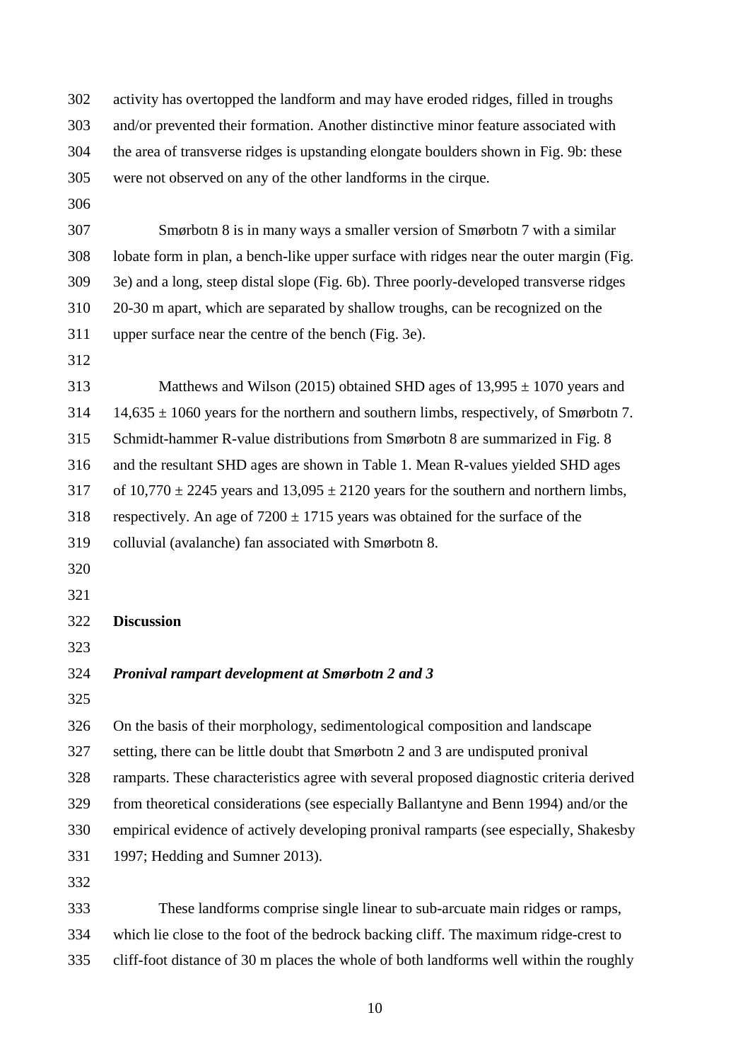activity has overtopped the landform and may have eroded ridges, filled in troughs and/or prevented their formation. Another distinctive minor feature associated with the area of transverse ridges is upstanding elongate boulders shown in Fig. 9b: these were not observed on any of the other landforms in the cirque.

Smørbotn 8 is in many ways a smaller version of Smørbotn 7 with a similar lobate form in plan, a bench-like upper surface with ridges near the outer margin (Fig. 3e) and a long, steep distal slope (Fig. 6b). Three poorly-developed transverse ridges 20-30 m apart, which are separated by shallow troughs, can be recognized on the upper surface near the centre of the bench (Fig. 3e).

Matthews and Wilson (2015) obtained SHD ages of 13,995 ± 1070 years and 14,635 ± 1060 years for the northern and southern limbs, respectively, of Smørbotn 7. Schmidt-hammer R-value distributions from Smørbotn 8 are summarized in Fig. 8 and the resultant SHD ages are shown in Table 1. Mean R-values yielded SHD ages of 10,770 ± 2245 years and 13,095 ± 2120 years for the southern and northern limbs, respectively. An age of 7200 ± 1715 years was obtained for the surface of the colluvial (avalanche) fan associated with Smørbotn 8.

## Discussion

### *Pronival rampart development at Smørbotn 2 and 3*

On the basis of their morphology, sedimentological composition and landscape setting, there can be little doubt that Smørbotn 2 and 3 are undisputed pronival ramparts. These characteristics agree with several proposed diagnostic criteria derived from theoretical considerations (see especially Ballantyne and Benn 1994) and/or the empirical evidence of actively developing pronival ramparts (see especially, Shakesby 1997; Hedding and Sumner 2013).

These landforms comprise single linear to sub-arcuate main ridges or ramps, which lie close to the foot of the bedrock backing cliff. The maximum ridge-crest to cliff-foot distance of 30 m places the whole of both landforms well within the roughly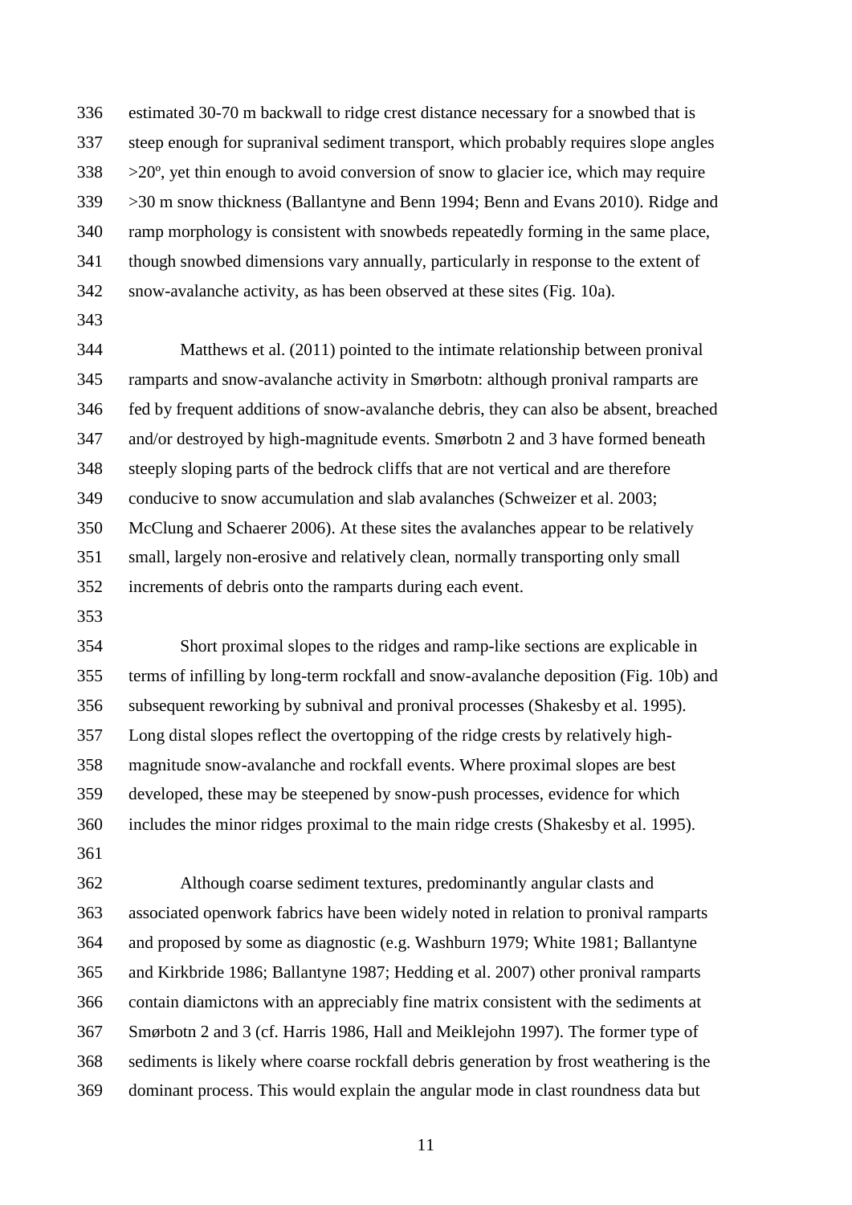estimated 30-70 m backwall to ridge crest distance necessary for a snowbed that is steep enough for supranival sediment transport, which probably requires slope angles >20º, yet thin enough to avoid conversion of snow to glacier ice, which may require >30 m snow thickness (Ballantyne and Benn 1994; Benn and Evans 2010). Ridge and ramp morphology is consistent with snowbeds repeatedly forming in the same place, though snowbed dimensions vary annually, particularly in response to the extent of snow-avalanche activity, as has been observed at these sites (Fig. 10a).

Matthews et al. (2011) pointed to the intimate relationship between pronival ramparts and snow-avalanche activity in Smørbotn: although pronival ramparts are fed by frequent additions of snow-avalanche debris, they can also be absent, breached and/or destroyed by high-magnitude events. Smørbotn 2 and 3 have formed beneath steeply sloping parts of the bedrock cliffs that are not vertical and are therefore conducive to snow accumulation and slab avalanches (Schweizer et al. 2003; McClung and Schaerer 2006). At these sites the avalanches appear to be relatively small, largely non-erosive and relatively clean, normally transporting only small increments of debris onto the ramparts during each event.

Short proximal slopes to the ridges and ramp-like sections are explicable in terms of infilling by long-term rockfall and snow-avalanche deposition (Fig. 10b) and subsequent reworking by subnival and pronival processes (Shakesby et al. 1995). Long distal slopes reflect the overtopping of the ridge crests by relatively high-magnitude snow-avalanche and rockfall events. Where proximal slopes are best developed, these may be steepened by snow-push processes, evidence for which includes the minor ridges proximal to the main ridge crests (Shakesby et al. 1995).

Although coarse sediment textures, predominantly angular clasts and associated openwork fabrics have been widely noted in relation to pronival ramparts and proposed by some as diagnostic (e.g. Washburn 1979; White 1981; Ballantyne and Kirkbride 1986; Ballantyne 1987; Hedding et al. 2007) other pronival ramparts contain diamictons with an appreciably fine matrix consistent with the sediments at Smørbotn 2 and 3 (cf. Harris 1986, Hall and Meiklejohn 1997). The former type of sediments is likely where coarse rockfall debris generation by frost weathering is the dominant process. This would explain the angular mode in clast roundness data but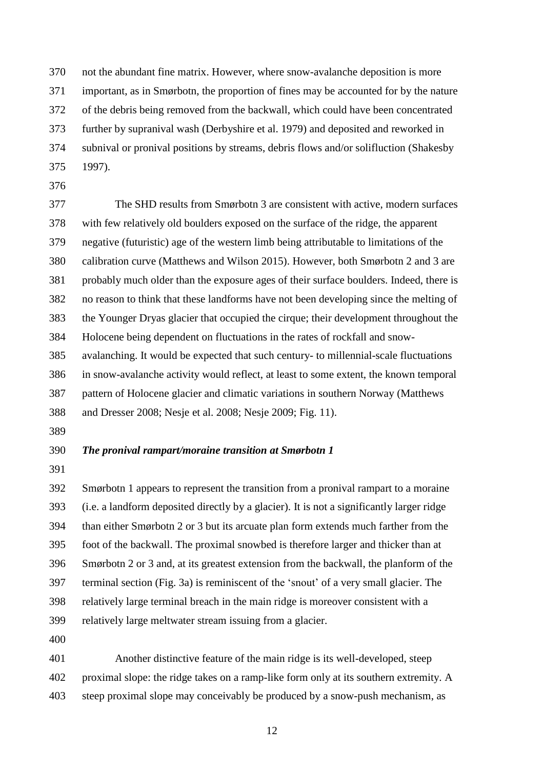not the abundant fine matrix. However, where snow-avalanche deposition is more important, as in Smørbotn, the proportion of fines may be accounted for by the nature of the debris being removed from the backwall, which could have been concentrated further by supranival wash (Derbyshire et al. 1979) and deposited and reworked in subnival or pronival positions by streams, debris flows and/or solifluction (Shakesby 1997).

The SHD results from Smørbotn 3 are consistent with active, modern surfaces with few relatively old boulders exposed on the surface of the ridge, the apparent negative (futuristic) age of the western limb being attributable to limitations of the calibration curve (Matthews and Wilson 2015). However, both Smørbotn 2 and 3 are probably much older than the exposure ages of their surface boulders. Indeed, there is no reason to think that these landforms have not been developing since the melting of the Younger Dryas glacier that occupied the cirque; their development throughout the Holocene being dependent on fluctuations in the rates of rockfall and snow-avalanching. It would be expected that such century- to millennial-scale fluctuations in snow-avalanche activity would reflect, at least to some extent, the known temporal pattern of Holocene glacier and climatic variations in southern Norway (Matthews and Dresser 2008; Nesje et al. 2008; Nesje 2009; Fig. 11).

### *The pronival rampart/moraine transition at Smørbotn 1*

Smørbotn 1 appears to represent the transition from a pronival rampart to a moraine (i.e. a landform deposited directly by a glacier). It is not a significantly larger ridge than either Smørbotn 2 or 3 but its arcuate plan form extends much farther from the foot of the backwall. The proximal snowbed is therefore larger and thicker than at Smørbotn 2 or 3 and, at its greatest extension from the backwall, the planform of the terminal section (Fig. 3a) is reminiscent of the 'snout' of a very small glacier. The relatively large terminal breach in the main ridge is moreover consistent with a relatively large meltwater stream issuing from a glacier.

Another distinctive feature of the main ridge is its well-developed, steep proximal slope: the ridge takes on a ramp-like form only at its southern extremity. A steep proximal slope may conceivably be produced by a snow-push mechanism, as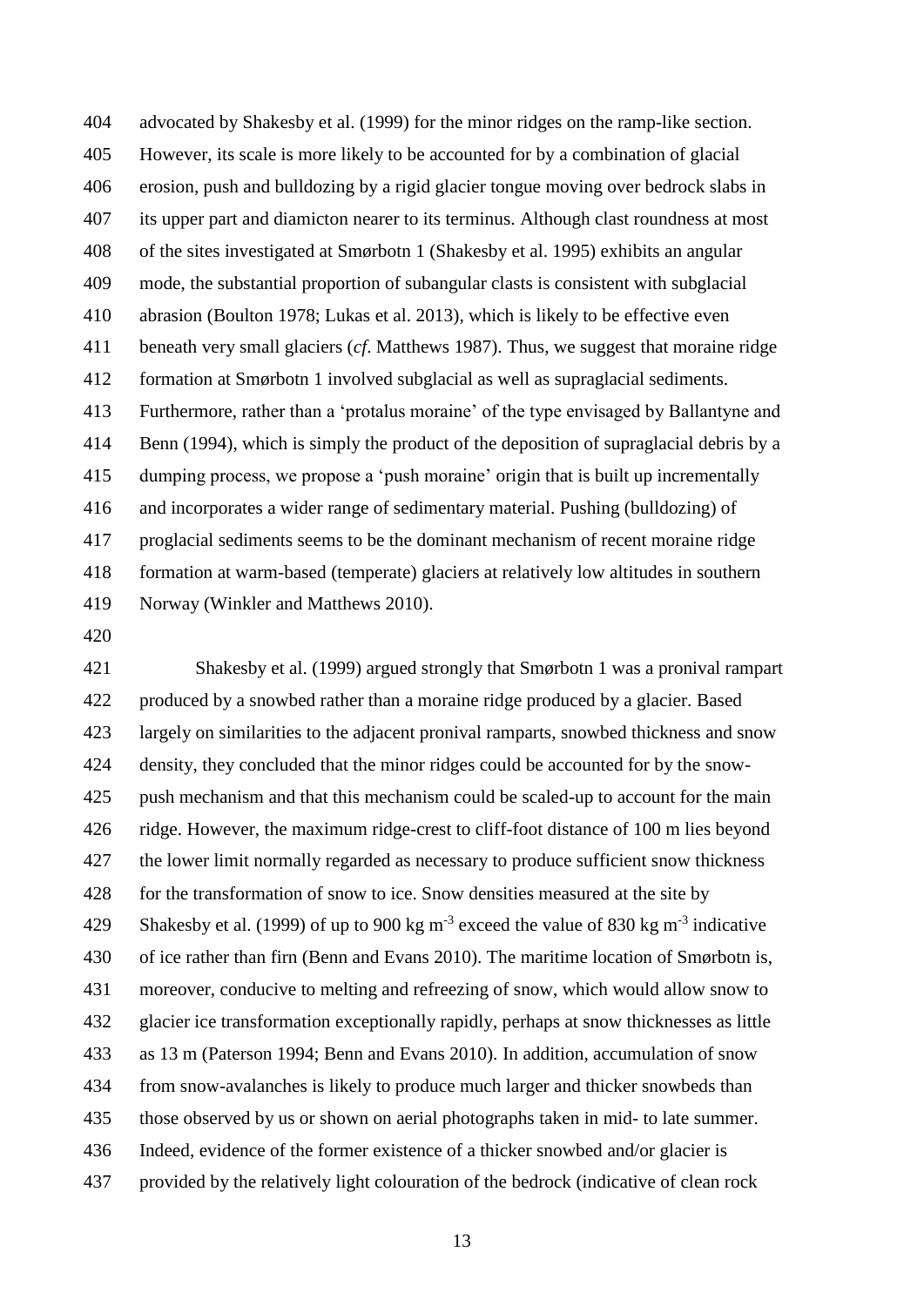advocated by Shakesby et al. (1999) for the minor ridges on the ramp-like section. However, its scale is more likely to be accounted for by a combination of glacial erosion, push and bulldozing by a rigid glacier tongue moving over bedrock slabs in its upper part and diamicton nearer to its terminus. Although clast roundness at most of the sites investigated at Smørbotn 1 (Shakesby et al. 1995) exhibits an angular mode, the substantial proportion of subangular clasts is consistent with subglacial abrasion (Boulton 1978; Lukas et al. 2013), which is likely to be effective even beneath very small glaciers (*cf.* Matthews 1987). Thus, we suggest that moraine ridge formation at Smørbotn 1 involved subglacial as well as supraglacial sediments. Furthermore, rather than a 'protalus moraine' of the type envisaged by Ballantyne and Benn (1994), which is simply the product of the deposition of supraglacial debris by a dumping process, we propose a 'push moraine' origin that is built up incrementally and incorporates a wider range of sedimentary material. Pushing (bulldozing) of proglacial sediments seems to be the dominant mechanism of recent moraine ridge formation at warm-based (temperate) glaciers at relatively low altitudes in southern Norway (Winkler and Matthews 2010).

Shakesby et al. (1999) argued strongly that Smørbotn 1 was a pronival rampart produced by a snowbed rather than a moraine ridge produced by a glacier. Based largely on similarities to the adjacent pronival ramparts, snowbed thickness and snow density, they concluded that the minor ridges could be accounted for by the snow-push mechanism and that this mechanism could be scaled-up to account for the main ridge. However, the maximum ridge-crest to cliff-foot distance of 100 m lies beyond the lower limit normally regarded as necessary to produce sufficient snow thickness for the transformation of snow to ice. Snow densities measured at the site by Shakesby et al. (1999) of up to 900 kg $m^{-3}$ exceed the value of 830 kg $m^{-3}$ indicative of ice rather than firn (Benn and Evans 2010). The maritime location of Smørbotn is, moreover, conducive to melting and refreezing of snow, which would allow snow to glacier ice transformation exceptionally rapidly, perhaps at snow thicknesses as little as 13 m (Paterson 1994; Benn and Evans 2010). In addition, accumulation of snow from snow-avalanches is likely to produce much larger and thicker snowbeds than those observed by us or shown on aerial photographs taken in mid- to late summer. Indeed, evidence of the former existence of a thicker snowbed and/or glacier is provided by the relatively light colouration of the bedrock (indicative of clean rock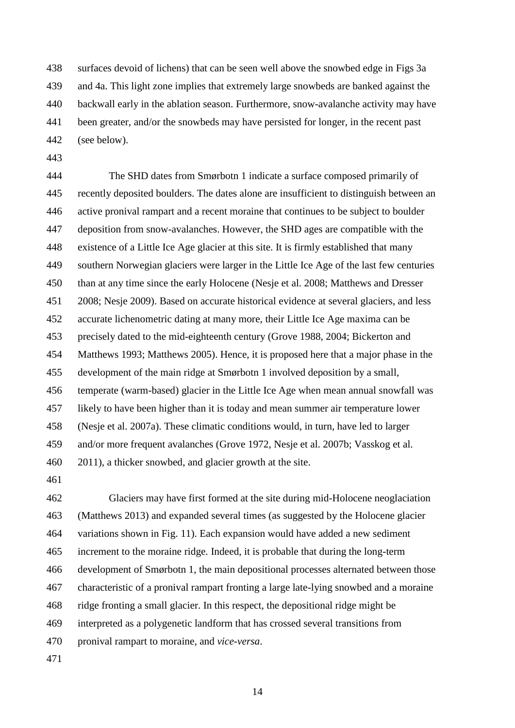surfaces devoid of lichens) that can be seen well above the snowbed edge in Figs 3a and 4a. This light zone implies that extremely large snowbeds are banked against the backwall early in the ablation season. Furthermore, snow-avalanche activity may have been greater, and/or the snowbeds may have persisted for longer, in the recent past (see below).

The SHD dates from Smørbotn 1 indicate a surface composed primarily of recently deposited boulders. The dates alone are insufficient to distinguish between an active pronival rampart and a recent moraine that continues to be subject to boulder deposition from snow-avalanches. However, the SHD ages are compatible with the existence of a Little Ice Age glacier at this site. It is firmly established that many southern Norwegian glaciers were larger in the Little Ice Age of the last few centuries than at any time since the early Holocene (Nesje et al. 2008; Matthews and Dresser 2008; Nesje 2009). Based on accurate historical evidence at several glaciers, and less accurate lichenometric dating at many more, their Little Ice Age maxima can be precisely dated to the mid-eighteenth century (Grove 1988, 2004; Bickerton and Matthews 1993; Matthews 2005). Hence, it is proposed here that a major phase in the development of the main ridge at Smørbotn 1 involved deposition by a small, temperate (warm-based) glacier in the Little Ice Age when mean annual snowfall was likely to have been higher than it is today and mean summer air temperature lower (Nesje et al. 2007a). These climatic conditions would, in turn, have led to larger and/or more frequent avalanches (Grove 1972, Nesje et al. 2007b; Vasskog et al. 2011), a thicker snowbed, and glacier growth at the site.

Glaciers may have first formed at the site during mid-Holocene neoglaciation (Matthews 2013) and expanded several times (as suggested by the Holocene glacier variations shown in Fig. 11). Each expansion would have added a new sediment increment to the moraine ridge. Indeed, it is probable that during the long-term development of Smørbotn 1, the main depositional processes alternated between those characteristic of a pronival rampart fronting a large late-lying snowbed and a moraine ridge fronting a small glacier. In this respect, the depositional ridge might be interpreted as a polygenetic landform that has crossed several transitions from pronival rampart to moraine, and *vice-versa*.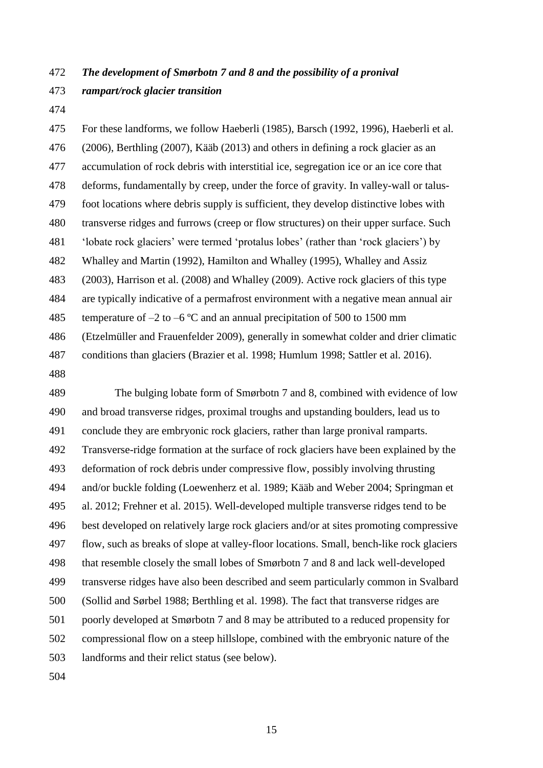***The development of Smørbotn 7 and 8 and the possibility of a pronival rampart/rock glacier transition***

For these landforms, we follow Haeberli (1985), Barsch (1992, 1996), Haeberli et al. (2006), Berthling (2007), Kääb (2013) and others in defining a rock glacier as an accumulation of rock debris with interstitial ice, segregation ice or an ice core that deforms, fundamentally by creep, under the force of gravity. In valley-wall or talus-foot locations where debris supply is sufficient, they develop distinctive lobes with transverse ridges and furrows (creep or flow structures) on their upper surface. Such 'lobate rock glaciers' were termed 'protalus lobes' (rather than 'rock glaciers') by Whalley and Martin (1992), Hamilton and Whalley (1995), Whalley and Assiz (2003), Harrison et al. (2008) and Whalley (2009). Active rock glaciers of this type are typically indicative of a permafrost environment with a negative mean annual air temperature of –2 to –6 ºC and an annual precipitation of 500 to 1500 mm (Etzelmüller and Frauenfelder 2009), generally in somewhat colder and drier climatic conditions than glaciers (Brazier et al. 1998; Humlum 1998; Sattler et al. 2016).

The bulging lobate form of Smørbotn 7 and 8, combined with evidence of low and broad transverse ridges, proximal troughs and upstanding boulders, lead us to conclude they are embryonic rock glaciers, rather than large pronival ramparts. Transverse-ridge formation at the surface of rock glaciers have been explained by the deformation of rock debris under compressive flow, possibly involving thrusting and/or buckle folding (Loewenherz et al. 1989; Kääb and Weber 2004; Springman et al. 2012; Frehner et al. 2015). Well-developed multiple transverse ridges tend to be best developed on relatively large rock glaciers and/or at sites promoting compressive flow, such as breaks of slope at valley-floor locations. Small, bench-like rock glaciers that resemble closely the small lobes of Smørbotn 7 and 8 and lack well-developed transverse ridges have also been described and seem particularly common in Svalbard (Sollid and Sørbel 1988; Berthling et al. 1998). The fact that transverse ridges are poorly developed at Smørbotn 7 and 8 may be attributed to a reduced propensity for compressional flow on a steep hillslope, combined with the embryonic nature of the landforms and their relict status (see below).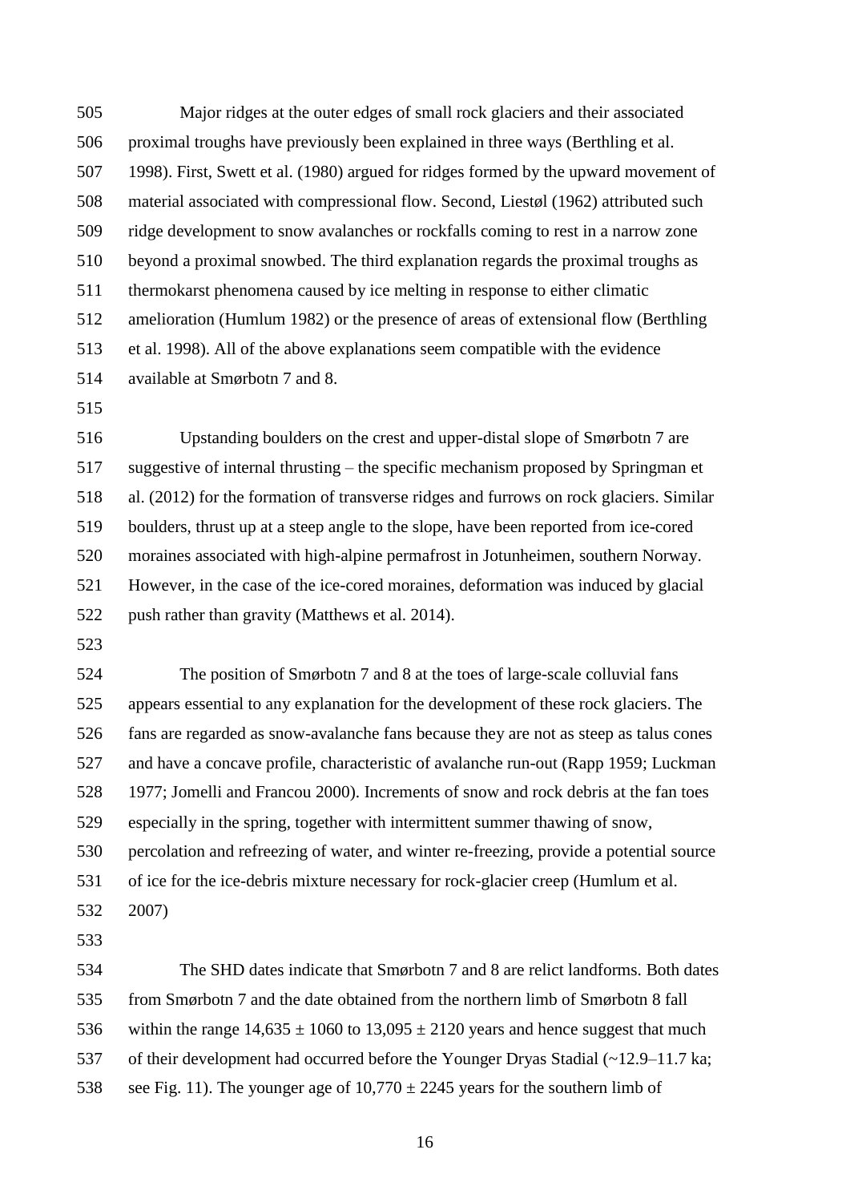Major ridges at the outer edges of small rock glaciers and their associated proximal troughs have previously been explained in three ways (Berthling et al. 1998). First, Swett et al. (1980) argued for ridges formed by the upward movement of material associated with compressional flow. Second, Liestøl (1962) attributed such ridge development to snow avalanches or rockfalls coming to rest in a narrow zone beyond a proximal snowbed. The third explanation regards the proximal troughs as thermokarst phenomena caused by ice melting in response to either climatic amelioration (Humlum 1982) or the presence of areas of extensional flow (Berthling et al. 1998). All of the above explanations seem compatible with the evidence available at Smørbotn 7 and 8.

Upstanding boulders on the crest and upper-distal slope of Smørbotn 7 are suggestive of internal thrusting – the specific mechanism proposed by Springman et al. (2012) for the formation of transverse ridges and furrows on rock glaciers. Similar boulders, thrust up at a steep angle to the slope, have been reported from ice-cored moraines associated with high-alpine permafrost in Jotunheimen, southern Norway. However, in the case of the ice-cored moraines, deformation was induced by glacial push rather than gravity (Matthews et al. 2014).

The position of Smørbotn 7 and 8 at the toes of large-scale colluvial fans appears essential to any explanation for the development of these rock glaciers. The fans are regarded as snow-avalanche fans because they are not as steep as talus cones and have a concave profile, characteristic of avalanche run-out (Rapp 1959; Luckman 1977; Jomelli and Francou 2000). Increments of snow and rock debris at the fan toes especially in the spring, together with intermittent summer thawing of snow, percolation and refreezing of water, and winter re-freezing, provide a potential source of ice for the ice-debris mixture necessary for rock-glacier creep (Humlum et al. 2007)

The SHD dates indicate that Smørbotn 7 and 8 are relict landforms. Both dates from Smørbotn 7 and the date obtained from the northern limb of Smørbotn 8 fall within the range 14,635 ± 1060 to 13,095 ± 2120 years and hence suggest that much of their development had occurred before the Younger Dryas Stadial (~12.9–11.7 ka; see Fig. 11). The younger age of 10,770 ± 2245 years for the southern limb of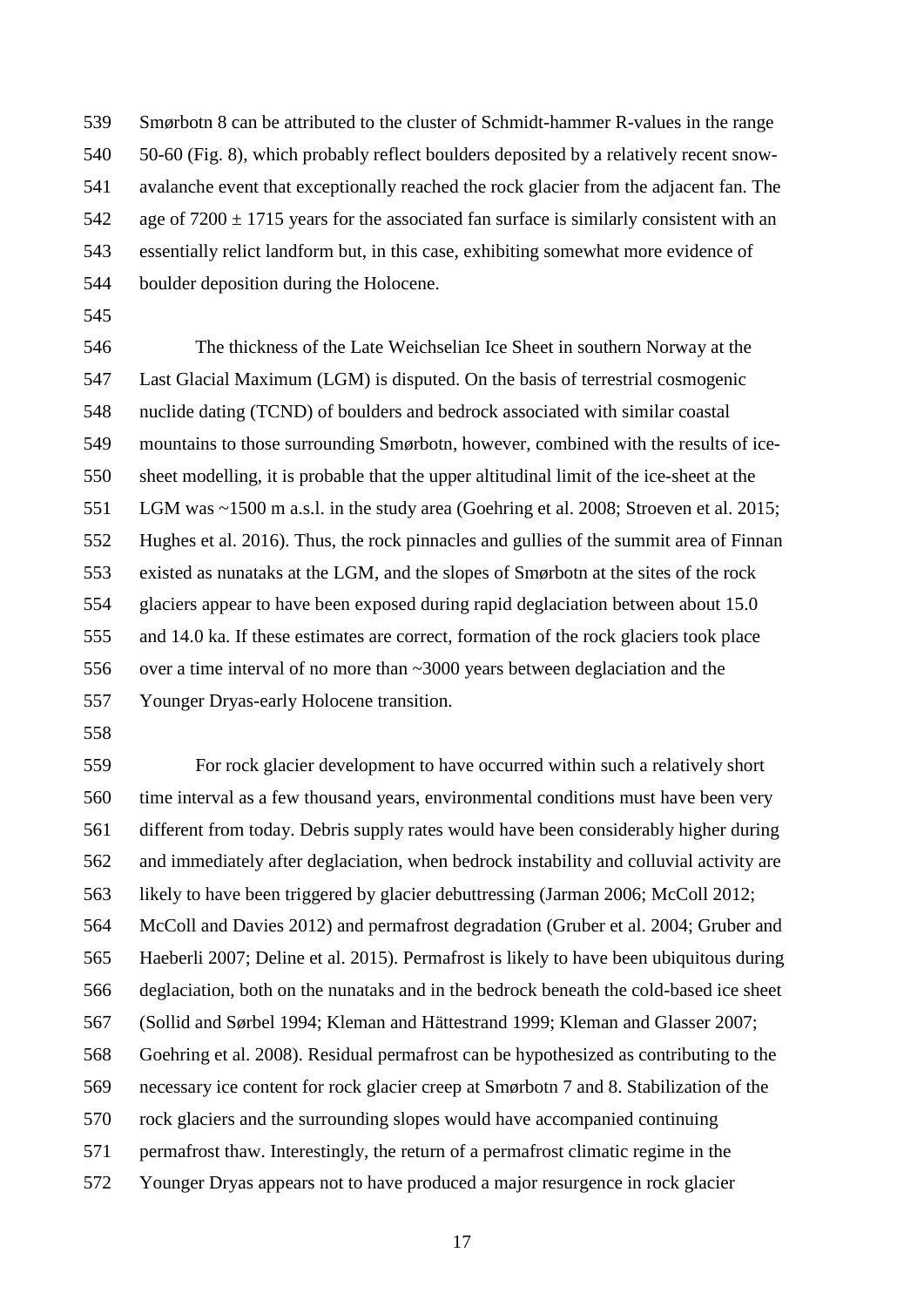Smørbotn 8 can be attributed to the cluster of Schmidt-hammer R-values in the range 50-60 (Fig. 8), which probably reflect boulders deposited by a relatively recent snow-avalanche event that exceptionally reached the rock glacier from the adjacent fan. The age of 7200 ± 1715 years for the associated fan surface is similarly consistent with an essentially relict landform but, in this case, exhibiting somewhat more evidence of boulder deposition during the Holocene.

The thickness of the Late Weichselian Ice Sheet in southern Norway at the Last Glacial Maximum (LGM) is disputed. On the basis of terrestrial cosmogenic nuclide dating (TCND) of boulders and bedrock associated with similar coastal mountains to those surrounding Smørbotn, however, combined with the results of ice-sheet modelling, it is probable that the upper altitudinal limit of the ice-sheet at the LGM was ~1500 m a.s.l. in the study area (Goehring et al. 2008; Stroeven et al. 2015; Hughes et al. 2016). Thus, the rock pinnacles and gullies of the summit area of Finnan existed as nunataks at the LGM, and the slopes of Smørbotn at the sites of the rock glaciers appear to have been exposed during rapid deglaciation between about 15.0 and 14.0 ka. If these estimates are correct, formation of the rock glaciers took place over a time interval of no more than ~3000 years between deglaciation and the Younger Dryas-early Holocene transition.

For rock glacier development to have occurred within such a relatively short time interval as a few thousand years, environmental conditions must have been very different from today. Debris supply rates would have been considerably higher during and immediately after deglaciation, when bedrock instability and colluvial activity are likely to have been triggered by glacier debuttressing (Jarman 2006; McColl 2012; McColl and Davies 2012) and permafrost degradation (Gruber et al. 2004; Gruber and Haeberli 2007; Deline et al. 2015). Permafrost is likely to have been ubiquitous during deglaciation, both on the nunataks and in the bedrock beneath the cold-based ice sheet (Sollid and Sørbel 1994; Kleman and Hättestrand 1999; Kleman and Glasser 2007; Goehring et al. 2008). Residual permafrost can be hypothesized as contributing to the necessary ice content for rock glacier creep at Smørbotn 7 and 8. Stabilization of the rock glaciers and the surrounding slopes would have accompanied continuing permafrost thaw. Interestingly, the return of a permafrost climatic regime in the Younger Dryas appears not to have produced a major resurgence in rock glacier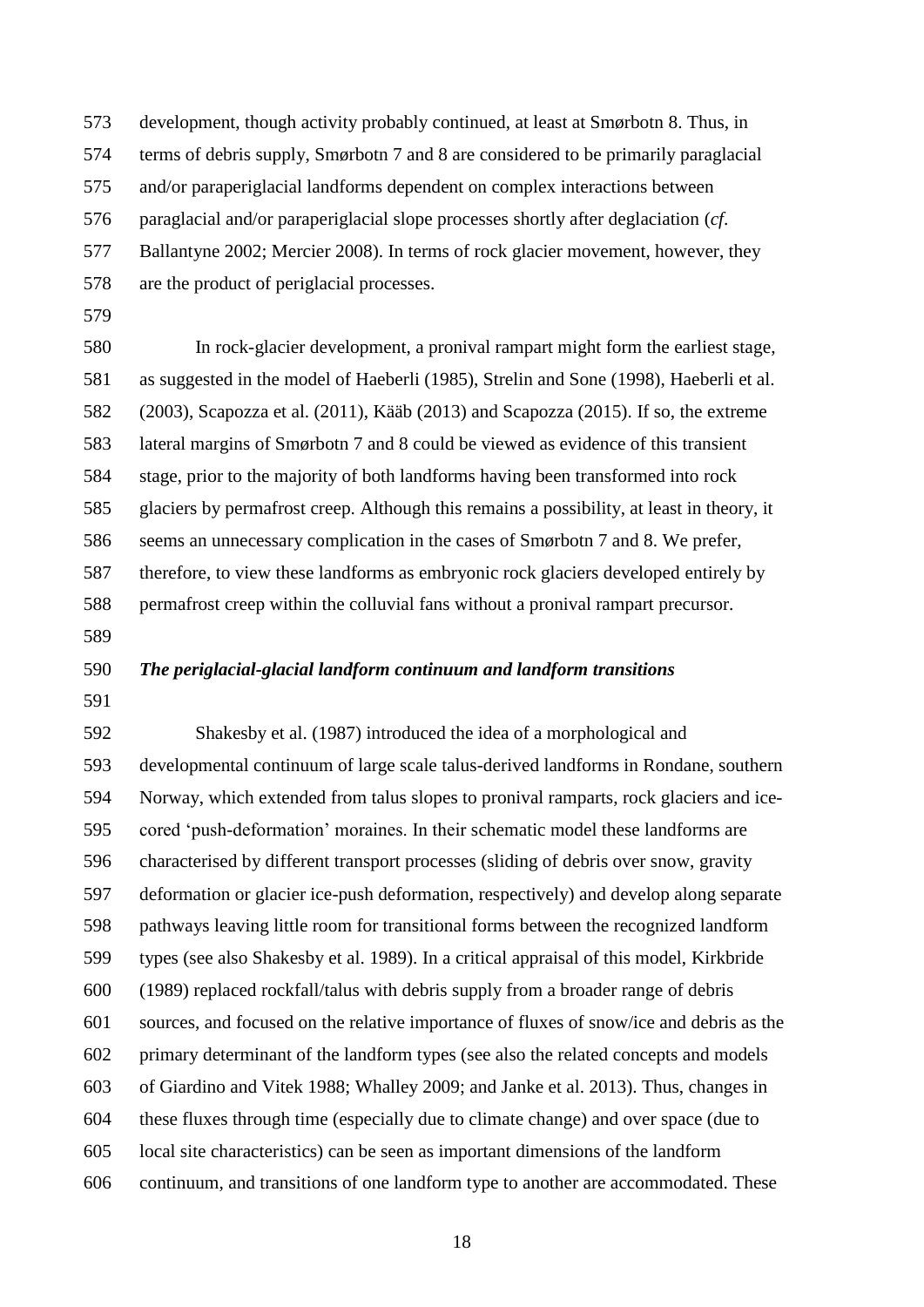development, though activity probably continued, at least at Smørbotn 8. Thus, in terms of debris supply, Smørbotn 7 and 8 are considered to be primarily paraglacial and/or paraperiglacial landforms dependent on complex interactions between paraglacial and/or paraperiglacial slope processes shortly after deglaciation (*cf.* Ballantyne 2002; Mercier 2008). In terms of rock glacier movement, however, they are the product of periglacial processes.

In rock-glacier development, a pronival rampart might form the earliest stage, as suggested in the model of Haeberli (1985), Strelin and Sone (1998), Haeberli et al. (2003), Scapozza et al. (2011), Kääb (2013) and Scapozza (2015). If so, the extreme lateral margins of Smørbotn 7 and 8 could be viewed as evidence of this transient stage, prior to the majority of both landforms having been transformed into rock glaciers by permafrost creep. Although this remains a possibility, at least in theory, it seems an unnecessary complication in the cases of Smørbotn 7 and 8. We prefer, therefore, to view these landforms as embryonic rock glaciers developed entirely by permafrost creep within the colluvial fans without a pronival rampart precursor.

### *The periglacial-glacial landform continuum and landform transitions*

Shakesby et al. (1987) introduced the idea of a morphological and developmental continuum of large scale talus-derived landforms in Rondane, southern Norway, which extended from talus slopes to pronival ramparts, rock glaciers and ice-cored 'push-deformation' moraines. In their schematic model these landforms are characterised by different transport processes (sliding of debris over snow, gravity deformation or glacier ice-push deformation, respectively) and develop along separate pathways leaving little room for transitional forms between the recognized landform types (see also Shakesby et al. 1989). In a critical appraisal of this model, Kirkbride (1989) replaced rockfall/talus with debris supply from a broader range of debris sources, and focused on the relative importance of fluxes of snow/ice and debris as the primary determinant of the landform types (see also the related concepts and models of Giardino and Vitek 1988; Whalley 2009; and Janke et al. 2013). Thus, changes in these fluxes through time (especially due to climate change) and over space (due to local site characteristics) can be seen as important dimensions of the landform continuum, and transitions of one landform type to another are accommodated. These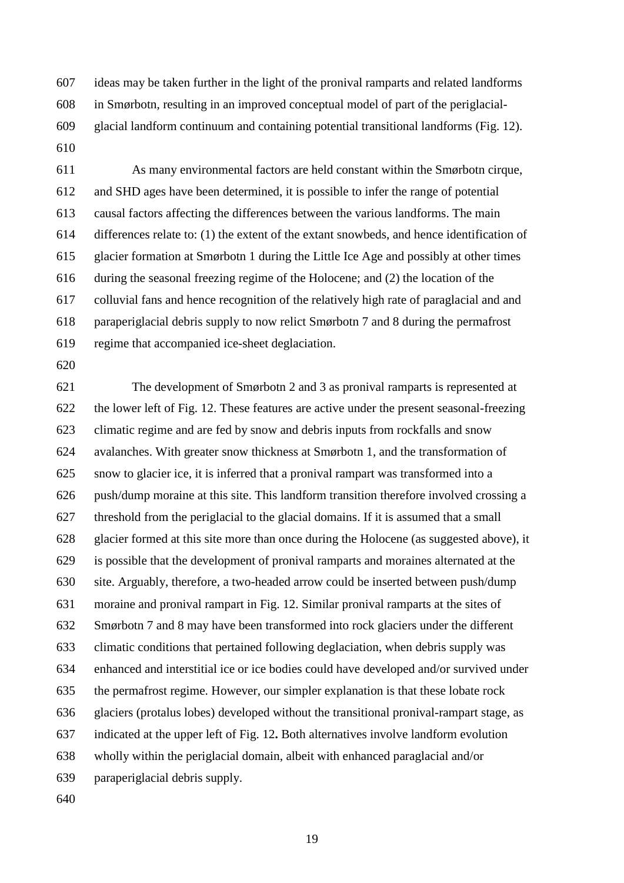ideas may be taken further in the light of the pronival ramparts and related landforms in Smørbotn, resulting in an improved conceptual model of part of the periglacial-glacial landform continuum and containing potential transitional landforms (Fig. 12).

As many environmental factors are held constant within the Smørbotn cirque, and SHD ages have been determined, it is possible to infer the range of potential causal factors affecting the differences between the various landforms. The main differences relate to: (1) the extent of the extant snowbeds, and hence identification of glacier formation at Smørbotn 1 during the Little Ice Age and possibly at other times during the seasonal freezing regime of the Holocene; and (2) the location of the colluvial fans and hence recognition of the relatively high rate of paraglacial and and paraperiglacial debris supply to now relict Smørbotn 7 and 8 during the permafrost regime that accompanied ice-sheet deglaciation.

The development of Smørbotn 2 and 3 as pronival ramparts is represented at the lower left of Fig. 12. These features are active under the present seasonal-freezing climatic regime and are fed by snow and debris inputs from rockfalls and snow avalanches. With greater snow thickness at Smørbotn 1, and the transformation of snow to glacier ice, it is inferred that a pronival rampart was transformed into a push/dump moraine at this site. This landform transition therefore involved crossing a threshold from the periglacial to the glacial domains. If it is assumed that a small glacier formed at this site more than once during the Holocene (as suggested above), it is possible that the development of pronival ramparts and moraines alternated at the site. Arguably, therefore, a two-headed arrow could be inserted between push/dump moraine and pronival rampart in Fig. 12. Similar pronival ramparts at the sites of Smørbotn 7 and 8 may have been transformed into rock glaciers under the different climatic conditions that pertained following deglaciation, when debris supply was enhanced and interstitial ice or ice bodies could have developed and/or survived under the permafrost regime. However, our simpler explanation is that these lobate rock glaciers (protalus lobes) developed without the transitional pronival-rampart stage, as indicated at the upper left of Fig. 12**.** Both alternatives involve landform evolution wholly within the periglacial domain, albeit with enhanced paraglacial and/or paraperiglacial debris supply.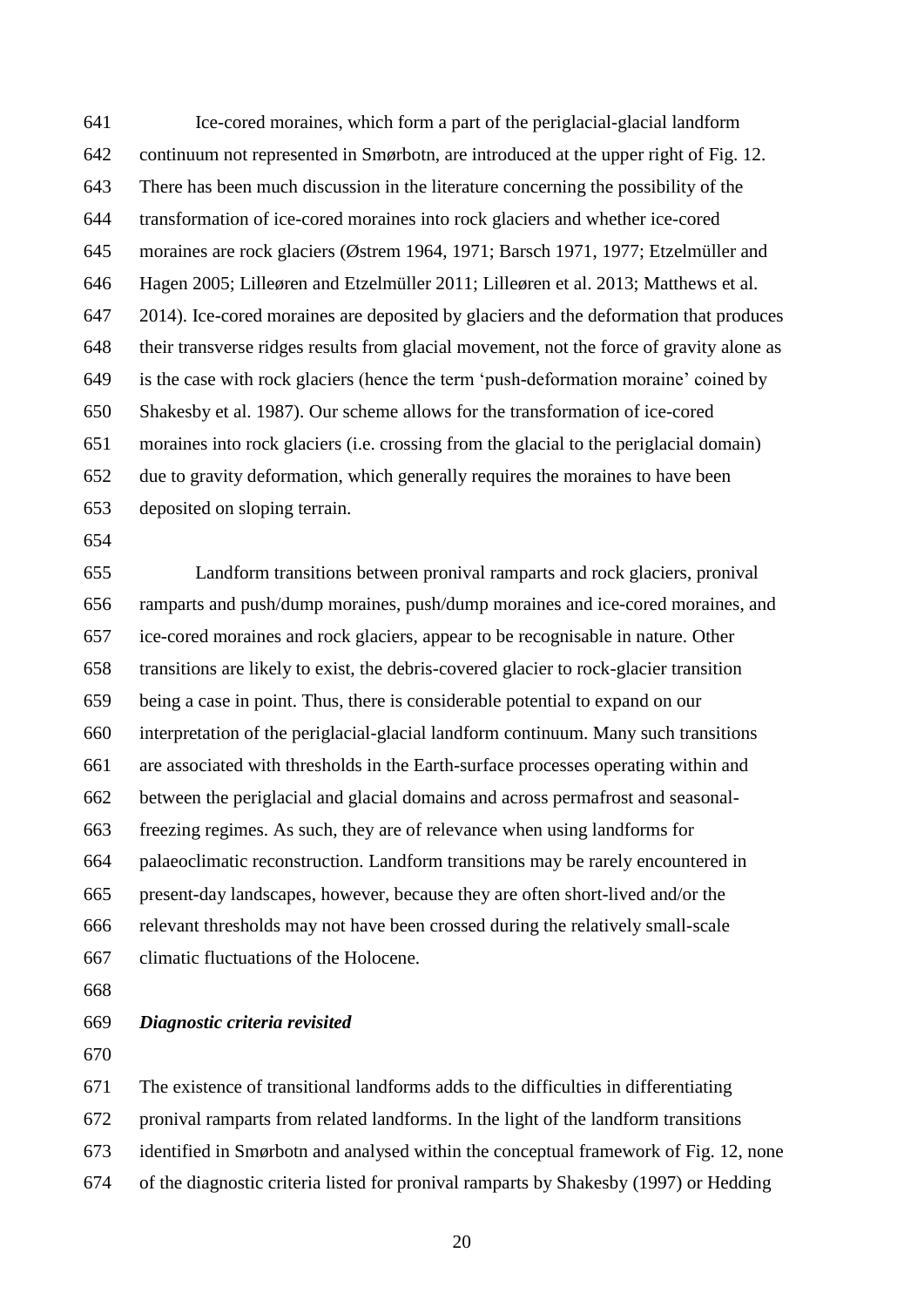Ice-cored moraines, which form a part of the periglacial-glacial landform continuum not represented in Smørbotn, are introduced at the upper right of Fig. 12. There has been much discussion in the literature concerning the possibility of the transformation of ice-cored moraines into rock glaciers and whether ice-cored moraines are rock glaciers (Østrem 1964, 1971; Barsch 1971, 1977; Etzelmüller and Hagen 2005; Lilleøren and Etzelmüller 2011; Lilleøren et al. 2013; Matthews et al. 2014). Ice-cored moraines are deposited by glaciers and the deformation that produces their transverse ridges results from glacial movement, not the force of gravity alone as is the case with rock glaciers (hence the term 'push-deformation moraine' coined by Shakesby et al. 1987). Our scheme allows for the transformation of ice-cored moraines into rock glaciers (i.e. crossing from the glacial to the periglacial domain) due to gravity deformation, which generally requires the moraines to have been deposited on sloping terrain.

Landform transitions between pronival ramparts and rock glaciers, pronival ramparts and push/dump moraines, push/dump moraines and ice-cored moraines, and ice-cored moraines and rock glaciers, appear to be recognisable in nature. Other transitions are likely to exist, the debris-covered glacier to rock-glacier transition being a case in point. Thus, there is considerable potential to expand on our interpretation of the periglacial-glacial landform continuum. Many such transitions are associated with thresholds in the Earth-surface processes operating within and between the periglacial and glacial domains and across permafrost and seasonal-freezing regimes. As such, they are of relevance when using landforms for palaeoclimatic reconstruction. Landform transitions may be rarely encountered in present-day landscapes, however, because they are often short-lived and/or the relevant thresholds may not have been crossed during the relatively small-scale climatic fluctuations of the Holocene.

### *Diagnostic criteria revisited*

The existence of transitional landforms adds to the difficulties in differentiating pronival ramparts from related landforms. In the light of the landform transitions identified in Smørbotn and analysed within the conceptual framework of Fig. 12, none of the diagnostic criteria listed for pronival ramparts by Shakesby (1997) or Hedding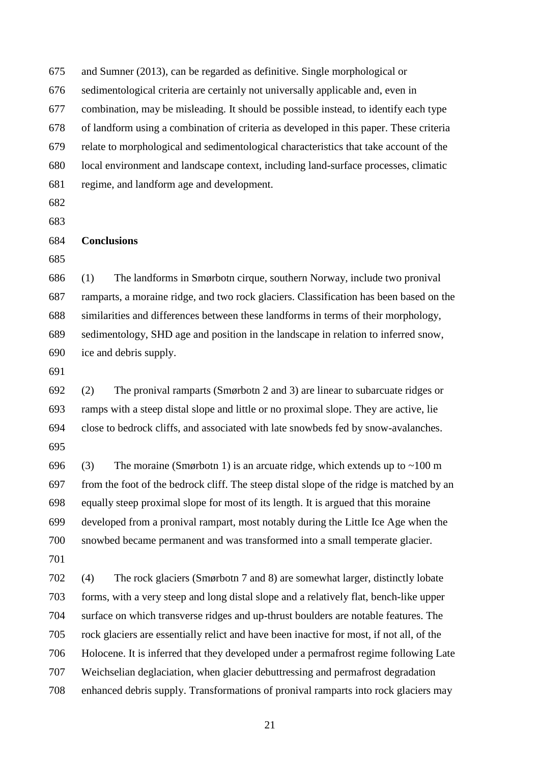and Sumner (2013), can be regarded as definitive. Single morphological or sedimentological criteria are certainly not universally applicable and, even in combination, may be misleading. It should be possible instead, to identify each type of landform using a combination of criteria as developed in this paper. These criteria relate to morphological and sedimentological characteristics that take account of the local environment and landscape context, including land-surface processes, climatic regime, and landform age and development.

## Conclusions

(1) The landforms in Smørbotn cirque, southern Norway, include two pronival ramparts, a moraine ridge, and two rock glaciers. Classification has been based on the similarities and differences between these landforms in terms of their morphology, sedimentology, SHD age and position in the landscape in relation to inferred snow, ice and debris supply.

(2) The pronival ramparts (Smørbotn 2 and 3) are linear to subarcuate ridges or ramps with a steep distal slope and little or no proximal slope. They are active, lie close to bedrock cliffs, and associated with late snowbeds fed by snow-avalanches.

(3) The moraine (Smørbotn 1) is an arcuate ridge, which extends up to ~100 m from the foot of the bedrock cliff. The steep distal slope of the ridge is matched by an equally steep proximal slope for most of its length. It is argued that this moraine developed from a pronival rampart, most notably during the Little Ice Age when the snowbed became permanent and was transformed into a small temperate glacier.

(4) The rock glaciers (Smørbotn 7 and 8) are somewhat larger, distinctly lobate forms, with a very steep and long distal slope and a relatively flat, bench-like upper surface on which transverse ridges and up-thrust boulders are notable features. The rock glaciers are essentially relict and have been inactive for most, if not all, of the Holocene. It is inferred that they developed under a permafrost regime following Late Weichselian deglaciation, when glacier debuttressing and permafrost degradation enhanced debris supply. Transformations of pronival ramparts into rock glaciers may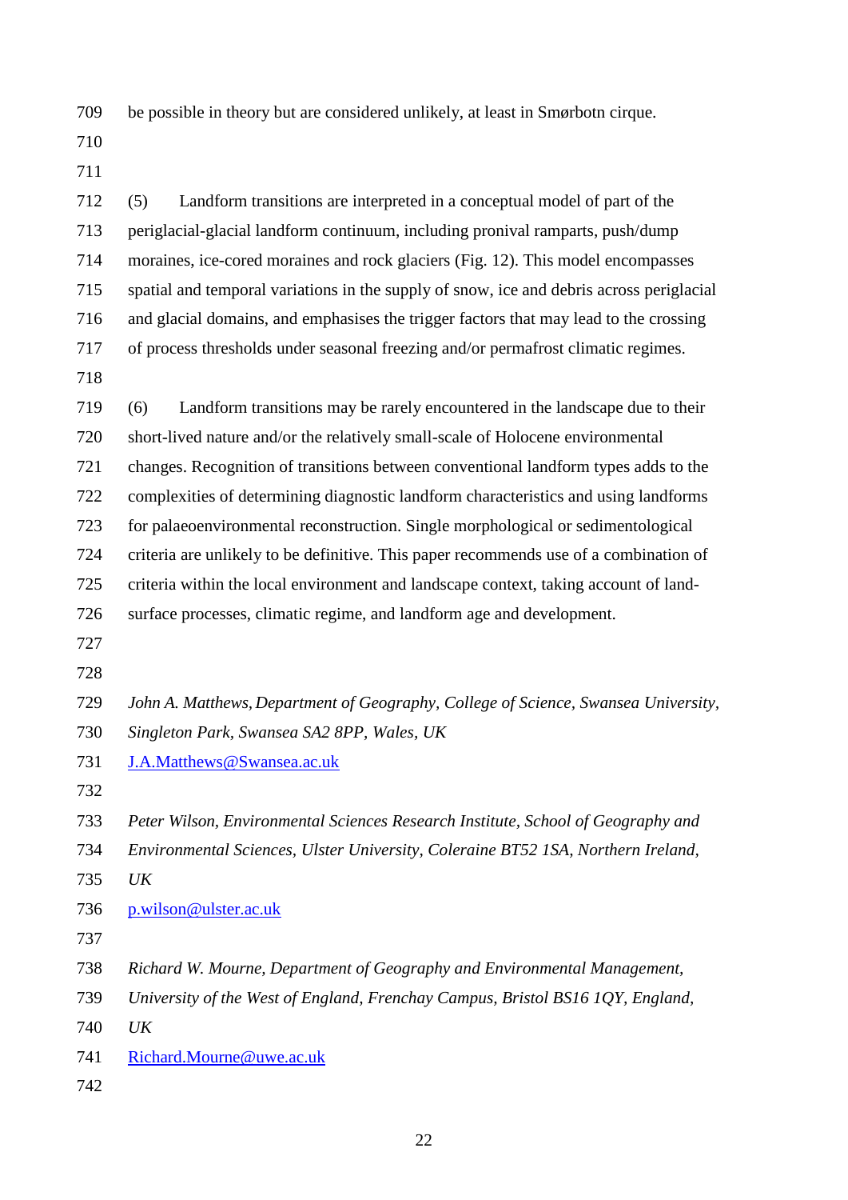be possible in theory but are considered unlikely, at least in Smørbotn cirque.

(5) Landform transitions are interpreted in a conceptual model of part of the periglacial-glacial landform continuum, including pronival ramparts, push/dump moraines, ice-cored moraines and rock glaciers (Fig. 12). This model encompasses spatial and temporal variations in the supply of snow, ice and debris across periglacial and glacial domains, and emphasises the trigger factors that may lead to the crossing of process thresholds under seasonal freezing and/or permafrost climatic regimes.

(6) Landform transitions may be rarely encountered in the landscape due to their short-lived nature and/or the relatively small-scale of Holocene environmental changes. Recognition of transitions between conventional landform types adds to the complexities of determining diagnostic landform characteristics and using landforms for palaeoenvironmental reconstruction. Single morphological or sedimentological criteria are unlikely to be definitive. This paper recommends use of a combination of criteria within the local environment and landscape context, taking account of land-surface processes, climatic regime, and landform age and development.

*John A. Matthews, Department of Geography, College of Science, Swansea University, Singleton Park, Swansea SA2 8PP, Wales, UK*
J.A.Matthews@Swansea.ac.uk

*Peter Wilson, Environmental Sciences Research Institute, School of Geography and Environmental Sciences, Ulster University, Coleraine BT52 1SA, Northern Ireland, UK*
p.wilson@ulster.ac.uk

*Richard W. Mourne, Department of Geography and Environmental Management, University of the West of England, Frenchay Campus, Bristol BS16 1QY, England, UK*
Richard.Mourne@uwe.ac.uk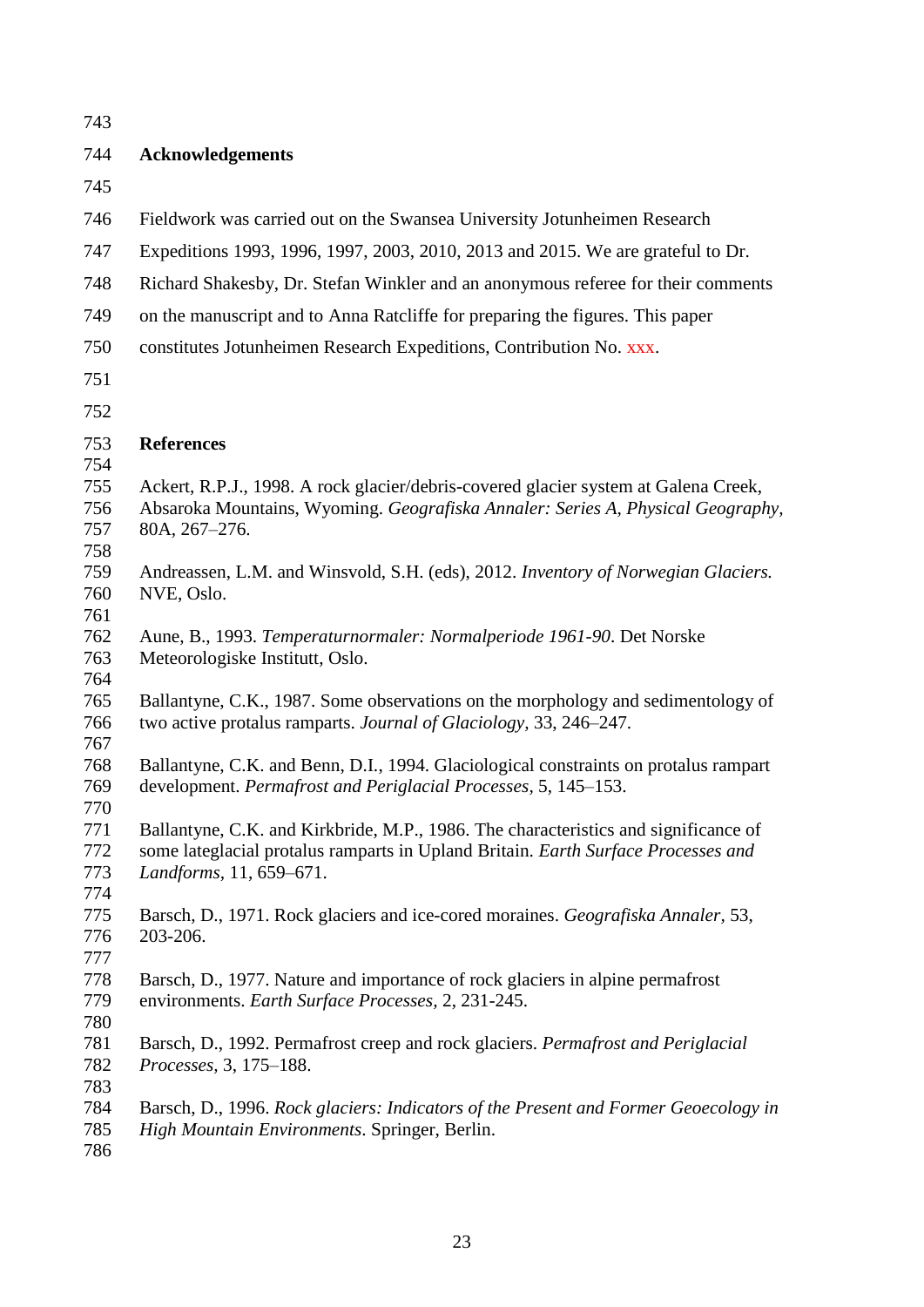## Acknowledgements

Fieldwork was carried out on the Swansea University Jotunheimen Research Expeditions 1993, 1996, 1997, 2003, 2010, 2013 and 2015. We are grateful to Dr. Richard Shakesby, Dr. Stefan Winkler and an anonymous referee for their comments on the manuscript and to Anna Ratcliffe for preparing the figures. This paper constitutes Jotunheimen Research Expeditions, Contribution No. xxx.

## References

Ackert, R.P.J., 1998. A rock glacier/debris-covered glacier system at Galena Creek, Absaroka Mountains, Wyoming. *Geografiska Annaler: Series A, Physical Geography*, 80A, 267–276.

Andreassen, L.M. and Winsvold, S.H. (eds), 2012. *Inventory of Norwegian Glaciers.* NVE, Oslo.

Aune, B., 1993. *Temperaturnormaler: Normalperiode 1961-90*. Det Norske Meteorologiske Institutt, Oslo.

Ballantyne, C.K., 1987. Some observations on the morphology and sedimentology of two active protalus ramparts. *Journal of Glaciology*, 33, 246–247.

Ballantyne, C.K. and Benn, D.I., 1994. Glaciological constraints on protalus rampart development. *Permafrost and Periglacial Processes*, 5, 145–153.

Ballantyne, C.K. and Kirkbride, M.P., 1986. The characteristics and significance of some lateglacial protalus ramparts in Upland Britain. *Earth Surface Processes and Landforms*, 11, 659–671.

Barsch, D., 1971. Rock glaciers and ice-cored moraines. *Geografiska Annaler*, 53, 203-206.

Barsch, D., 1977. Nature and importance of rock glaciers in alpine permafrost environments. *Earth Surface Processes*, 2, 231-245.

Barsch, D., 1992. Permafrost creep and rock glaciers. *Permafrost and Periglacial Processes*, 3, 175–188.

Barsch, D., 1996. *Rock glaciers: Indicators of the Present and Former Geoecology in High Mountain Environments*. Springer, Berlin.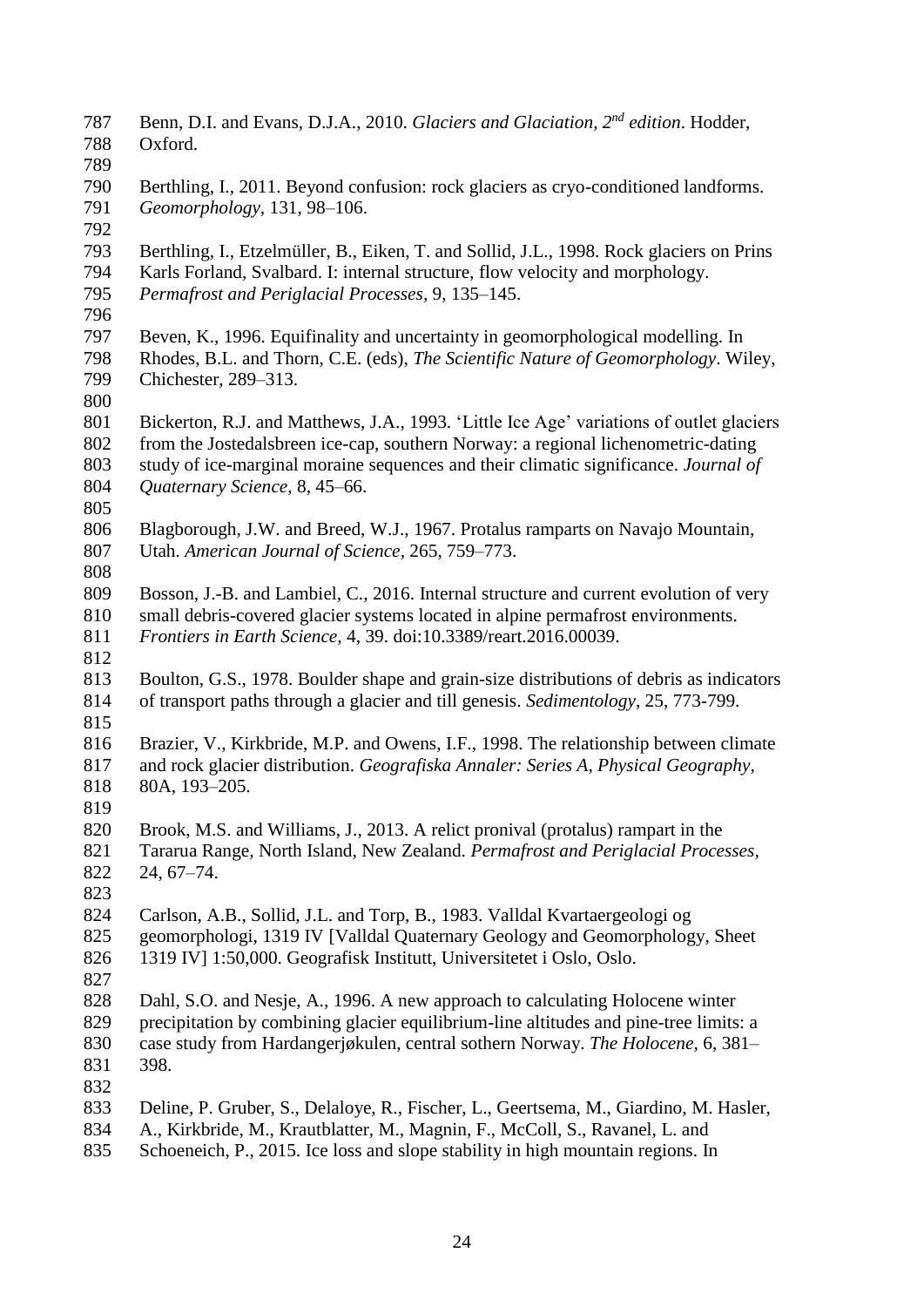Benn, D.I. and Evans, D.J.A., 2010. *Glaciers and Glaciation, 2nd edition*. Hodder, Oxford.

Berthling, I., 2011. Beyond confusion: rock glaciers as cryo-conditioned landforms. *Geomorphology*, 131, 98–106.

Berthling, I., Etzelmüller, B., Eiken, T. and Sollid, J.L., 1998. Rock glaciers on Prins Karls Forland, Svalbard. I: internal structure, flow velocity and morphology. *Permafrost and Periglacial Processes*, 9, 135–145.

Beven, K., 1996. Equifinality and uncertainty in geomorphological modelling. In Rhodes, B.L. and Thorn, C.E. (eds), *The Scientific Nature of Geomorphology*. Wiley, Chichester, 289–313.

Bickerton, R.J. and Matthews, J.A., 1993. 'Little Ice Age' variations of outlet glaciers from the Jostedalsbreen ice-cap, southern Norway: a regional lichenometric-dating study of ice-marginal moraine sequences and their climatic significance. *Journal of Quaternary Science*, 8, 45–66.

Blagborough, J.W. and Breed, W.J., 1967. Protalus ramparts on Navajo Mountain, Utah. *American Journal of Science*, 265, 759–773.

Bosson, J.-B. and Lambiel, C., 2016. Internal structure and current evolution of very small debris-covered glacier systems located in alpine permafrost environments. *Frontiers in Earth Science*, 4, 39. doi:10.3389/reart.2016.00039.

Boulton, G.S., 1978. Boulder shape and grain-size distributions of debris as indicators of transport paths through a glacier and till genesis. *Sedimentology*, 25, 773-799.

Brazier, V., Kirkbride, M.P. and Owens, I.F., 1998. The relationship between climate and rock glacier distribution. *Geografiska Annaler: Series A, Physical Geography*, 80A, 193–205.

Brook, M.S. and Williams, J., 2013. A relict pronival (protalus) rampart in the Tararua Range, North Island, New Zealand. *Permafrost and Periglacial Processes*, 24, 67–74.

Carlson, A.B., Sollid, J.L. and Torp, B., 1983. Valldal Kvartaergeologi og geomorphologi, 1319 IV [Valldal Quaternary Geology and Geomorphology, Sheet 1319 IV] 1:50,000. Geografisk Institutt, Universitetet i Oslo, Oslo.

Dahl, S.O. and Nesje, A., 1996. A new approach to calculating Holocene winter precipitation by combining glacier equilibrium-line altitudes and pine-tree limits: a case study from Hardangerjøkulen, central sothern Norway. *The Holocene*, 6, 381–398.

Deline, P. Gruber, S., Delaloye, R., Fischer, L., Geertsema, M., Giardino, M. Hasler, A., Kirkbride, M., Krautblatter, M., Magnin, F., McColl, S., Ravanel, L. and Schoeneich, P., 2015. Ice loss and slope stability in high mountain regions. In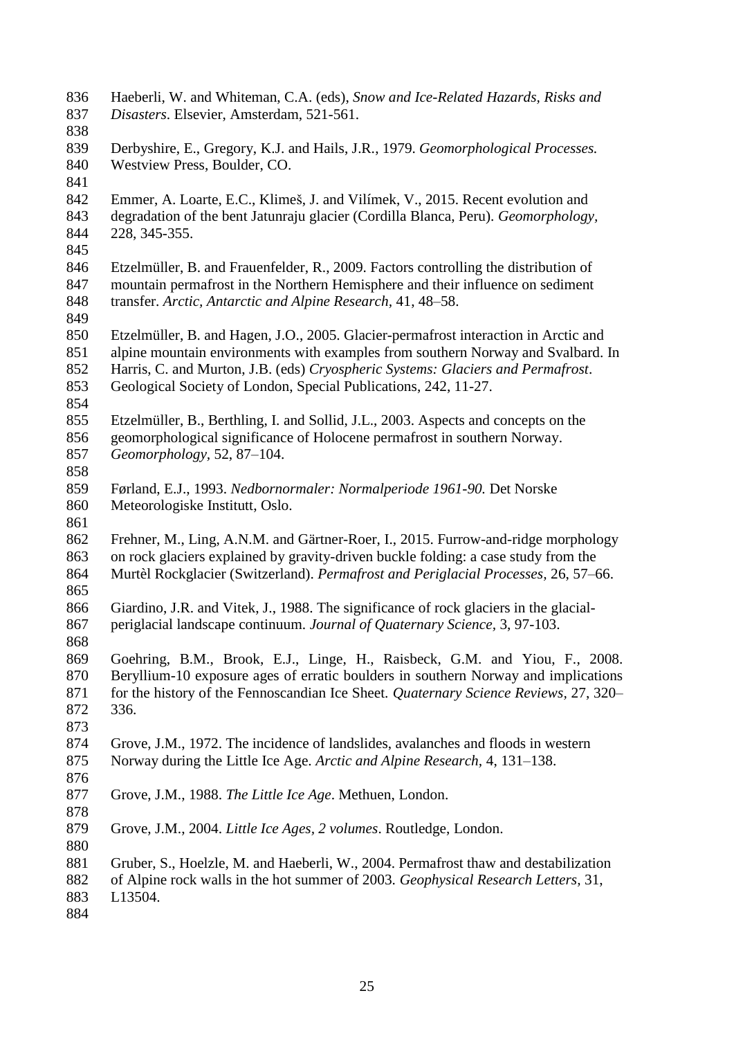Haeberli, W. and Whiteman, C.A. (eds), *Snow and Ice-Related Hazards, Risks and Disasters*. Elsevier, Amsterdam, 521-561.

Derbyshire, E., Gregory, K.J. and Hails, J.R., 1979. *Geomorphological Processes.* Westview Press, Boulder, CO.

Emmer, A. Loarte, E.C., Klimeš, J. and Vilímek, V., 2015. Recent evolution and degradation of the bent Jatunraju glacier (Cordilla Blanca, Peru). *Geomorphology,* 228, 345-355.

Etzelmüller, B. and Frauenfelder, R., 2009. Factors controlling the distribution of mountain permafrost in the Northern Hemisphere and their influence on sediment transfer. *Arctic, Antarctic and Alpine Research,* 41, 48–58.

Etzelmüller, B. and Hagen, J.O., 2005. Glacier-permafrost interaction in Arctic and alpine mountain environments with examples from southern Norway and Svalbard. In Harris, C. and Murton, J.B. (eds) *Cryospheric Systems: Glaciers and Permafrost*. Geological Society of London, Special Publications, 242, 11-27.

Etzelmüller, B., Berthling, I. and Sollid, J.L., 2003. Aspects and concepts on the geomorphological significance of Holocene permafrost in southern Norway. *Geomorphology,* 52, 87–104.

Førland, E.J., 1993. *Nedbornormaler: Normalperiode 1961-90.* Det Norske Meteorologiske Institutt, Oslo.

Frehner, M., Ling, A.N.M. and Gärtner-Roer, I., 2015. Furrow-and-ridge morphology on rock glaciers explained by gravity-driven buckle folding: a case study from the Murtèl Rockglacier (Switzerland). *Permafrost and Periglacial Processes,* 26, 57–66.

Giardino, J.R. and Vitek, J., 1988. The significance of rock glaciers in the glacial-periglacial landscape continuum. *Journal of Quaternary Science,* 3, 97-103.

Goehring, B.M., Brook, E.J., Linge, H., Raisbeck, G.M. and Yiou, F., 2008. Beryllium-10 exposure ages of erratic boulders in southern Norway and implications for the history of the Fennoscandian Ice Sheet. *Quaternary Science Reviews,* 27, 320–336.

Grove, J.M., 1972. The incidence of landslides, avalanches and floods in western Norway during the Little Ice Age. *Arctic and Alpine Research,* 4, 131–138.

Grove, J.M., 1988. *The Little Ice Age*. Methuen, London.

Grove, J.M., 2004. *Little Ice Ages, 2 volumes*. Routledge, London.

Gruber, S., Hoelzle, M. and Haeberli, W., 2004. Permafrost thaw and destabilization of Alpine rock walls in the hot summer of 2003. *Geophysical Research Letters,* 31, L13504.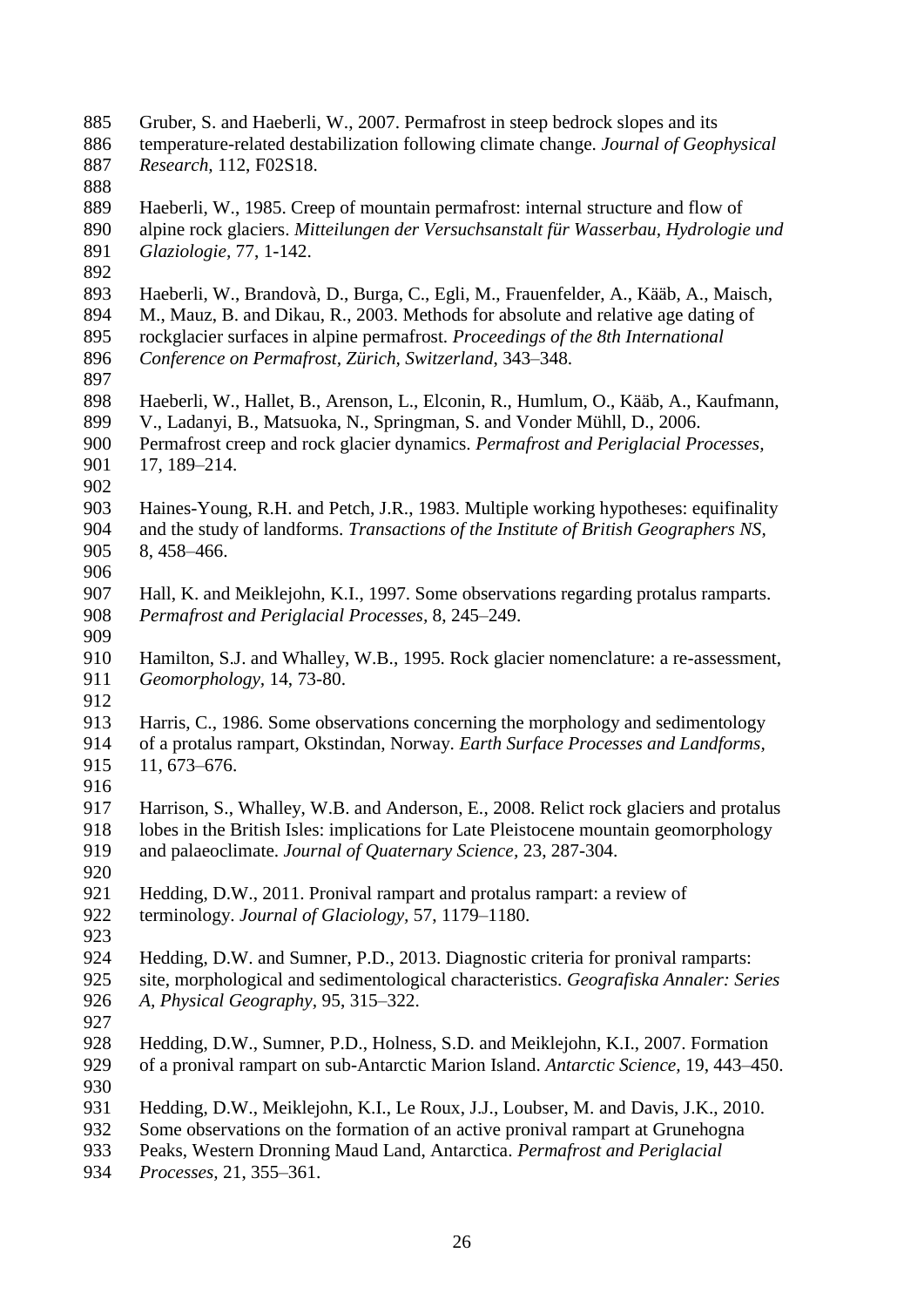Gruber, S. and Haeberli, W., 2007. Permafrost in steep bedrock slopes and its temperature-related destabilization following climate change. *Journal of Geophysical Research*, 112, F02S18.

Haeberli, W., 1985. Creep of mountain permafrost: internal structure and flow of alpine rock glaciers. *Mitteilungen der Versuchsanstalt für Wasserbau, Hydrologie und Glaziologie*, 77, 1-142.

Haeberli, W., Brandovà, D., Burga, C., Egli, M., Frauenfelder, A., Kääb, A., Maisch, M., Mauz, B. and Dikau, R., 2003. Methods for absolute and relative age dating of rockglacier surfaces in alpine permafrost. *Proceedings of the 8th International Conference on Permafrost, Zürich, Switzerland*, 343–348.

Haeberli, W., Hallet, B., Arenson, L., Elconin, R., Humlum, O., Kääb, A., Kaufmann, V., Ladanyi, B., Matsuoka, N., Springman, S. and Vonder Mühll, D., 2006. Permafrost creep and rock glacier dynamics. *Permafrost and Periglacial Processes*, 17, 189–214.

Haines-Young, R.H. and Petch, J.R., 1983. Multiple working hypotheses: equifinality and the study of landforms. *Transactions of the Institute of British Geographers NS*, 8, 458–466.

Hall, K. and Meiklejohn, K.I., 1997. Some observations regarding protalus ramparts. *Permafrost and Periglacial Processes*, 8, 245–249.

Hamilton, S.J. and Whalley, W.B., 1995. Rock glacier nomenclature: a re-assessment, *Geomorphology*, 14, 73-80.

Harris, C., 1986. Some observations concerning the morphology and sedimentology of a protalus rampart, Okstindan, Norway. *Earth Surface Processes and Landforms*, 11, 673–676.

Harrison, S., Whalley, W.B. and Anderson, E., 2008. Relict rock glaciers and protalus lobes in the British Isles: implications for Late Pleistocene mountain geomorphology and palaeoclimate. *Journal of Quaternary Science*, 23, 287-304.

Hedding, D.W., 2011. Pronival rampart and protalus rampart: a review of terminology. *Journal of Glaciology*, 57, 1179–1180.

Hedding, D.W. and Sumner, P.D., 2013. Diagnostic criteria for pronival ramparts: site, morphological and sedimentological characteristics. *Geografiska Annaler: Series A, Physical Geography*, 95, 315–322.

Hedding, D.W., Sumner, P.D., Holness, S.D. and Meiklejohn, K.I., 2007. Formation of a pronival rampart on sub-Antarctic Marion Island. *Antarctic Science*, 19, 443–450.

Hedding, D.W., Meiklejohn, K.I., Le Roux, J.J., Loubser, M. and Davis, J.K., 2010. Some observations on the formation of an active pronival rampart at Grunehogna Peaks, Western Dronning Maud Land, Antarctica. *Permafrost and Periglacial Processes*, 21, 355–361.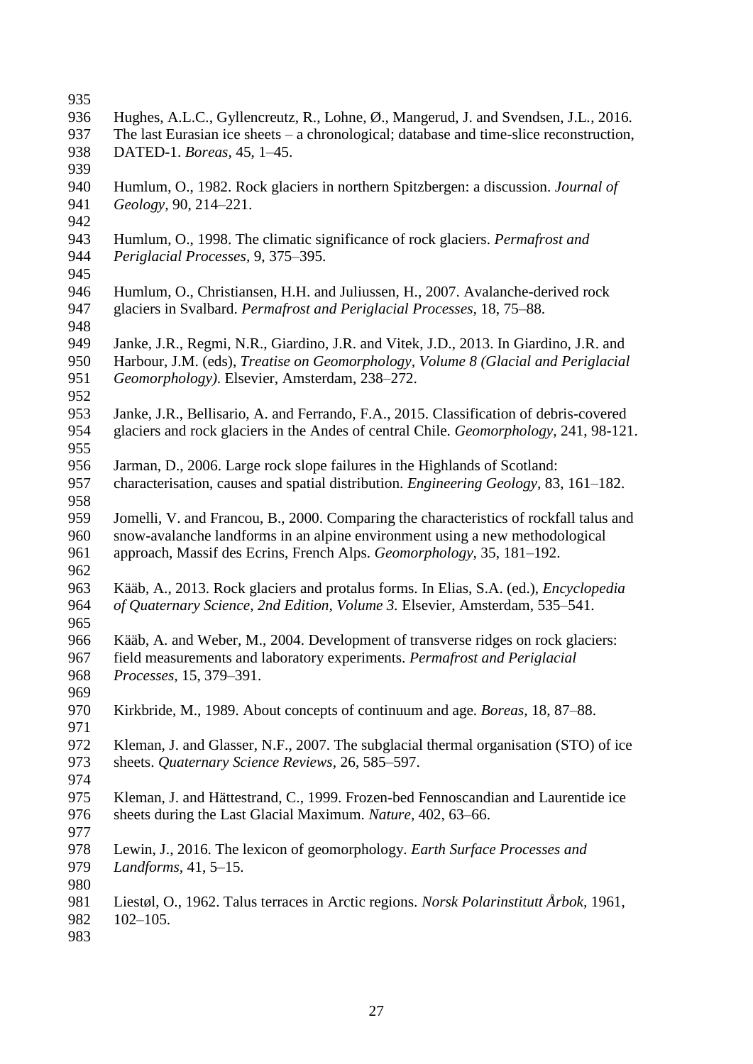Hughes, A.L.C., Gyllencreutz, R., Lohne, Ø., Mangerud, J. and Svendsen, J.L., 2016. The last Eurasian ice sheets – a chronological; database and time-slice reconstruction, DATED-1. *Boreas*, 45, 1–45.

Humlum, O., 1982. Rock glaciers in northern Spitzbergen: a discussion. *Journal of Geology*, 90, 214–221.

Humlum, O., 1998. The climatic significance of rock glaciers. *Permafrost and Periglacial Processes*, 9, 375–395.

Humlum, O., Christiansen, H.H. and Juliussen, H., 2007. Avalanche-derived rock glaciers in Svalbard. *Permafrost and Periglacial Processes*, 18, 75–88.

Janke, J.R., Regmi, N.R., Giardino, J.R. and Vitek, J.D., 2013. In Giardino, J.R. and Harbour, J.M. (eds), *Treatise on Geomorphology, Volume 8 (Glacial and Periglacial Geomorphology)*. Elsevier, Amsterdam, 238–272.

Janke, J.R., Bellisario, A. and Ferrando, F.A., 2015. Classification of debris-covered glaciers and rock glaciers in the Andes of central Chile. *Geomorphology*, 241, 98-121.

Jarman, D., 2006. Large rock slope failures in the Highlands of Scotland: characterisation, causes and spatial distribution. *Engineering Geology*, 83, 161–182.

Jomelli, V. and Francou, B., 2000. Comparing the characteristics of rockfall talus and snow-avalanche landforms in an alpine environment using a new methodological approach, Massif des Ecrins, French Alps. *Geomorphology*, 35, 181–192.

Kääb, A., 2013. Rock glaciers and protalus forms. In Elias, S.A. (ed.), *Encyclopedia of Quaternary Science, 2nd Edition, Volume 3*. Elsevier, Amsterdam, 535–541.

Kääb, A. and Weber, M., 2004. Development of transverse ridges on rock glaciers: field measurements and laboratory experiments. *Permafrost and Periglacial Processes*, 15, 379–391.

Kirkbride, M., 1989. About concepts of continuum and age. *Boreas*, 18, 87–88.

Kleman, J. and Glasser, N.F., 2007. The subglacial thermal organisation (STO) of ice sheets. *Quaternary Science Reviews*, 26, 585–597.

Kleman, J. and Hättestrand, C., 1999. Frozen-bed Fennoscandian and Laurentide ice sheets during the Last Glacial Maximum. *Nature*, 402, 63–66.

Lewin, J., 2016. The lexicon of geomorphology. *Earth Surface Processes and Landforms*, 41, 5–15.

Liestøl, O., 1962. Talus terraces in Arctic regions. *Norsk Polarinstitutt Årbok*, 1961, 102–105.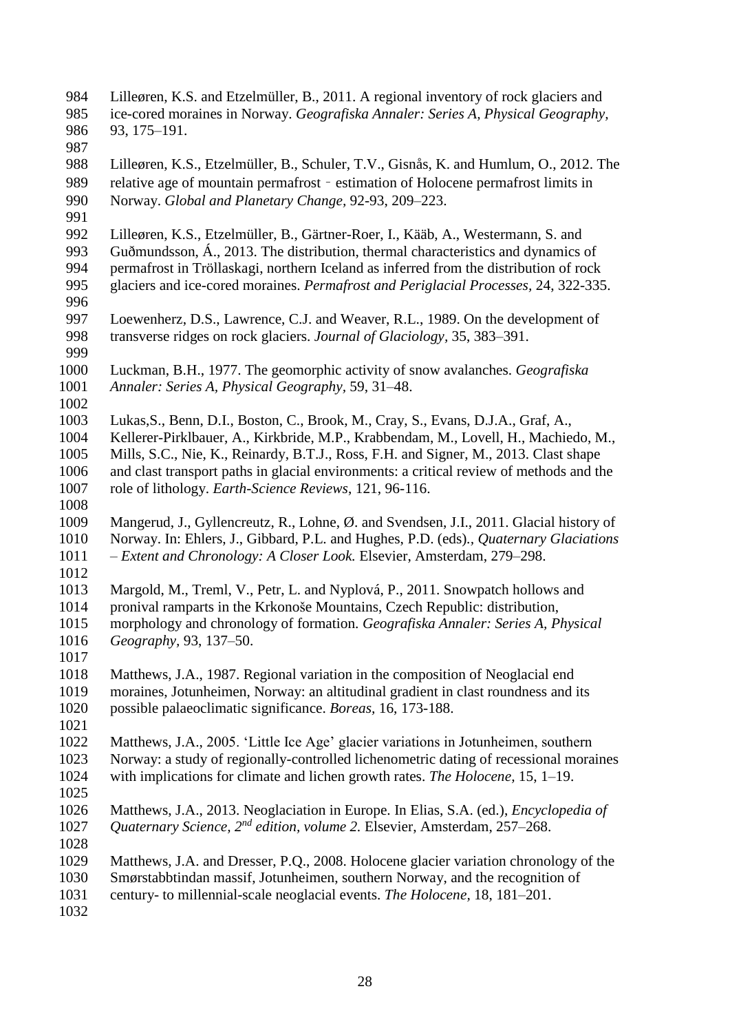Lilleøren, K.S. and Etzelmüller, B., 2011. A regional inventory of rock glaciers and ice-cored moraines in Norway. *Geografiska Annaler: Series A, Physical Geography*, 93, 175–191.

Lilleøren, K.S., Etzelmüller, B., Schuler, T.V., Gisnås, K. and Humlum, O., 2012. The relative age of mountain permafrost ‐ estimation of Holocene permafrost limits in Norway. *Global and Planetary Change*, 92-93, 209–223.

Lilleøren, K.S., Etzelmüller, B., Gärtner-Roer, I., Kääb, A., Westermann, S. and Guðmundsson, Á., 2013. The distribution, thermal characteristics and dynamics of permafrost in Tröllaskagi, northern Iceland as inferred from the distribution of rock glaciers and ice-cored moraines. *Permafrost and Periglacial Processes*, 24, 322-335.

Loewenherz, D.S., Lawrence, C.J. and Weaver, R.L., 1989. On the development of transverse ridges on rock glaciers. *Journal of Glaciology*, 35, 383–391.

Luckman, B.H., 1977. The geomorphic activity of snow avalanches. *Geografiska Annaler: Series A, Physical Geography*, 59, 31–48.

Lukas,S., Benn, D.I., Boston, C., Brook, M., Cray, S., Evans, D.J.A., Graf, A., Kellerer-Pirklbauer, A., Kirkbride, M.P., Krabbendam, M., Lovell, H., Machiedo, M., Mills, S.C., Nie, K., Reinardy, B.T.J., Ross, F.H. and Signer, M., 2013. Clast shape and clast transport paths in glacial environments: a critical review of methods and the role of lithology. *Earth-Science Reviews*, 121, 96-116.

Mangerud, J., Gyllencreutz, R., Lohne, Ø. and Svendsen, J.I., 2011. Glacial history of Norway. In: Ehlers, J., Gibbard, P.L. and Hughes, P.D. (eds)., *Quaternary Glaciations – Extent and Chronology: A Closer Look.* Elsevier, Amsterdam, 279–298.

Margold, M., Treml, V., Petr, L. and Nyplová, P., 2011. Snowpatch hollows and pronival ramparts in the Krkonoše Mountains, Czech Republic: distribution, morphology and chronology of formation. *Geografiska Annaler: Series A, Physical Geography*, 93, 137–50.

Matthews, J.A., 1987. Regional variation in the composition of Neoglacial end moraines, Jotunheimen, Norway: an altitudinal gradient in clast roundness and its possible palaeoclimatic significance. *Boreas*, 16, 173-188.

Matthews, J.A., 2005. 'Little Ice Age' glacier variations in Jotunheimen, southern Norway: a study of regionally-controlled lichenometric dating of recessional moraines with implications for climate and lichen growth rates. *The Holocene*, 15, 1–19.

Matthews, J.A., 2013. Neoglaciation in Europe. In Elias, S.A. (ed.), *Encyclopedia of Quaternary Science, 2nd edition, volume 2.* Elsevier, Amsterdam, 257–268.

Matthews, J.A. and Dresser, P.Q., 2008. Holocene glacier variation chronology of the Smørstabbtindan massif, Jotunheimen, southern Norway, and the recognition of century- to millennial-scale neoglacial events. *The Holocene*, 18, 181–201.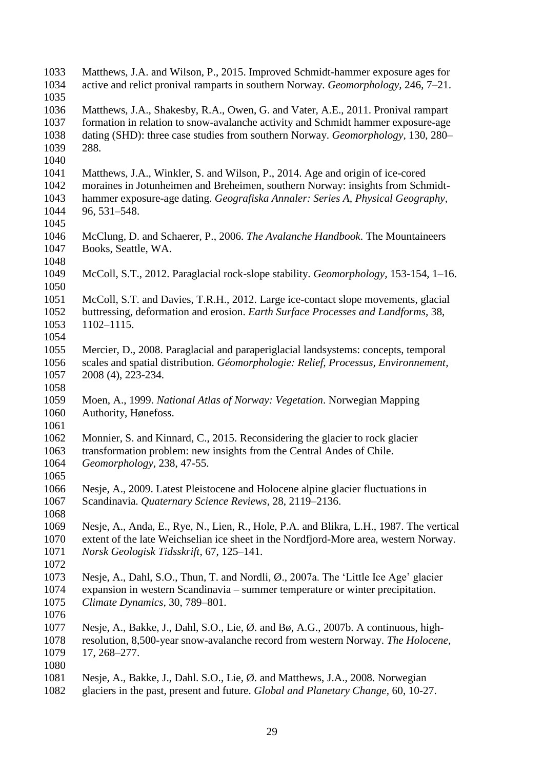Matthews, J.A. and Wilson, P., 2015. Improved Schmidt-hammer exposure ages for active and relict pronival ramparts in southern Norway. *Geomorphology,* 246, 7–21.

Matthews, J.A., Shakesby, R.A., Owen, G. and Vater, A.E., 2011. Pronival rampart formation in relation to snow-avalanche activity and Schmidt hammer exposure-age dating (SHD): three case studies from southern Norway. *Geomorphology,* 130, 280–288.

Matthews, J.A., Winkler, S. and Wilson, P., 2014. Age and origin of ice-cored moraines in Jotunheimen and Breheimen, southern Norway: insights from Schmidt-hammer exposure-age dating. *Geografiska Annaler: Series A, Physical Geography,* 96, 531–548.

McClung, D. and Schaerer, P., 2006. *The Avalanche Handbook*. The Mountaineers Books, Seattle, WA.

McColl, S.T., 2012. Paraglacial rock-slope stability. *Geomorphology,* 153-154, 1–16.

McColl, S.T. and Davies, T.R.H., 2012. Large ice-contact slope movements, glacial buttressing, deformation and erosion. *Earth Surface Processes and Landforms,* 38, 1102–1115.

Mercier, D., 2008. Paraglacial and paraperiglacial landsystems: concepts, temporal scales and spatial distribution. *Géomorphologie: Relief, Processus, Environnement,* 2008 (4), 223-234.

Moen, A., 1999. *National Atlas of Norway: Vegetation*. Norwegian Mapping Authority, Hønefoss.

Monnier, S. and Kinnard, C., 2015. Reconsidering the glacier to rock glacier transformation problem: new insights from the Central Andes of Chile. *Geomorphology,* 238, 47-55.

Nesje, A., 2009. Latest Pleistocene and Holocene alpine glacier fluctuations in Scandinavia. *Quaternary Science Reviews,* 28, 2119–2136.

Nesje, A., Anda, E., Rye, N., Lien, R., Hole, P.A. and Blikra, L.H., 1987. The vertical extent of the late Weichselian ice sheet in the Nordfjord-More area, western Norway. *Norsk Geologisk Tidsskrift,* 67, 125–141.

Nesje, A., Dahl, S.O., Thun, T. and Nordli, Ø., 2007a. The 'Little Ice Age' glacier expansion in western Scandinavia – summer temperature or winter precipitation. *Climate Dynamics,* 30, 789–801.

Nesje, A., Bakke, J., Dahl, S.O., Lie, Ø. and Bø, A.G., 2007b. A continuous, high-resolution, 8,500-year snow-avalanche record from western Norway. *The Holocene,* 17, 268–277.

Nesje, A., Bakke, J., Dahl. S.O., Lie, Ø. and Matthews, J.A., 2008. Norwegian glaciers in the past, present and future. *Global and Planetary Change,* 60, 10-27.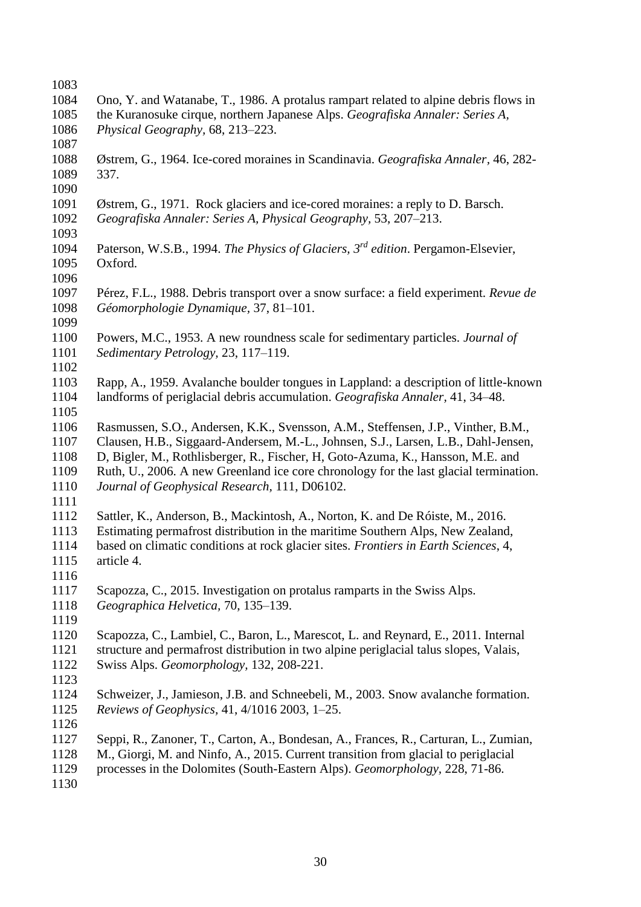Ono, Y. and Watanabe, T., 1986. A protalus rampart related to alpine debris flows in the Kuranosuke cirque, northern Japanese Alps. *Geografiska Annaler: Series A, Physical Geography*, 68, 213–223.

Østrem, G., 1964. Ice-cored moraines in Scandinavia. *Geografiska Annaler*, 46, 282-337.

Østrem, G., 1971. Rock glaciers and ice-cored moraines: a reply to D. Barsch. *Geografiska Annaler: Series A, Physical Geography*, 53, 207–213.

Paterson, W.S.B., 1994. *The Physics of Glaciers, 3rd edition*. Pergamon-Elsevier, Oxford.

Pérez, F.L., 1988. Debris transport over a snow surface: a field experiment. *Revue de Géomorphologie Dynamique*, 37, 81–101.

Powers, M.C., 1953. A new roundness scale for sedimentary particles. *Journal of Sedimentary Petrology*, 23, 117–119.

Rapp, A., 1959. Avalanche boulder tongues in Lappland: a description of little-known landforms of periglacial debris accumulation. *Geografiska Annaler*, 41, 34–48.

Rasmussen, S.O., Andersen, K.K., Svensson, A.M., Steffensen, J.P., Vinther, B.M., Clausen, H.B., Siggaard-Andersem, M.-L., Johnsen, S.J., Larsen, L.B., Dahl-Jensen, D, Bigler, M., Rothlisberger, R., Fischer, H, Goto-Azuma, K., Hansson, M.E. and Ruth, U., 2006. A new Greenland ice core chronology for the last glacial termination. *Journal of Geophysical Research*, 111, D06102.

Sattler, K., Anderson, B., Mackintosh, A., Norton, K. and De Róiste, M., 2016. Estimating permafrost distribution in the maritime Southern Alps, New Zealand, based on climatic conditions at rock glacier sites. *Frontiers in Earth Sciences*, 4, article 4.

Scapozza, C., 2015. Investigation on protalus ramparts in the Swiss Alps. *Geographica Helvetica*, 70, 135–139.

Scapozza, C., Lambiel, C., Baron, L., Marescot, L. and Reynard, E., 2011. Internal structure and permafrost distribution in two alpine periglacial talus slopes, Valais, Swiss Alps. *Geomorphology*, 132, 208-221.

Schweizer, J., Jamieson, J.B. and Schneebeli, M., 2003. Snow avalanche formation. *Reviews of Geophysics*, 41, 4/1016 2003, 1–25.

Seppi, R., Zanoner, T., Carton, A., Bondesan, A., Frances, R., Carturan, L., Zumian, M., Giorgi, M. and Ninfo, A., 2015. Current transition from glacial to periglacial processes in the Dolomites (South-Eastern Alps). *Geomorphology*, 228, 71-86.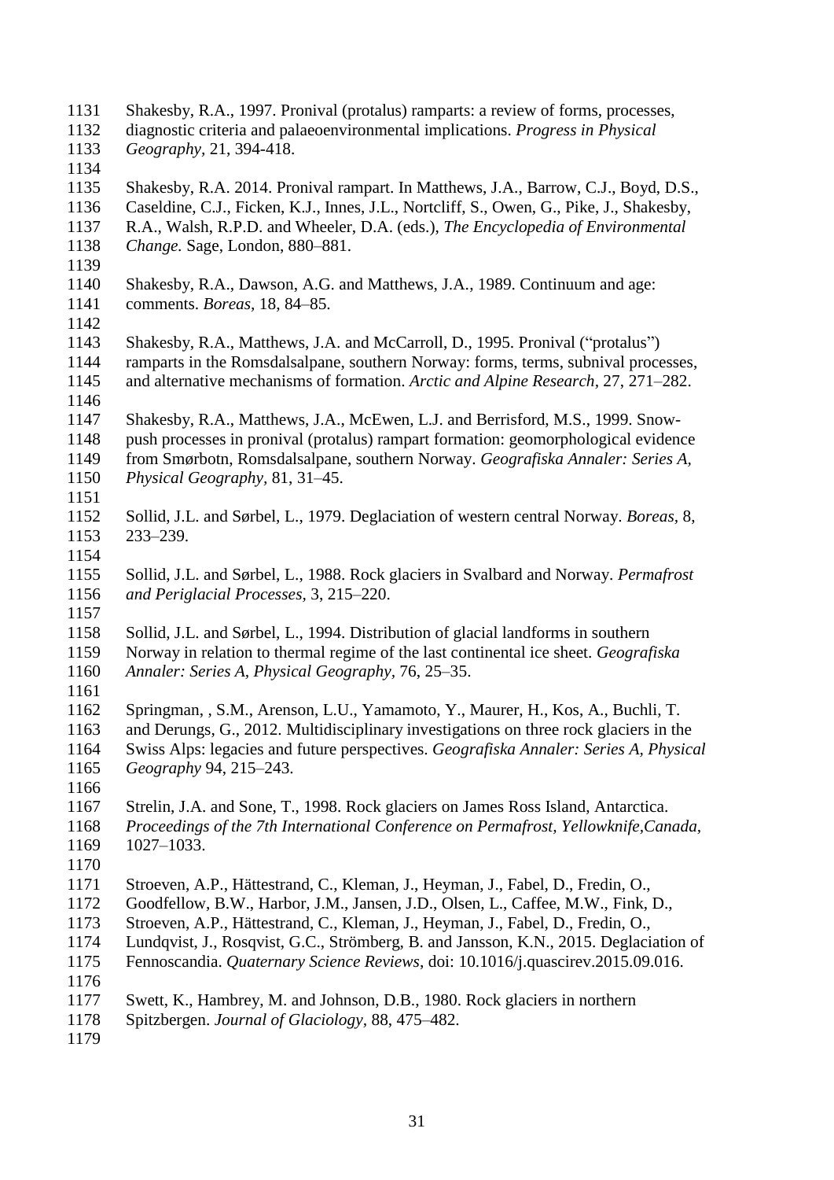Shakesby, R.A., 1997. Pronival (protalus) ramparts: a review of forms, processes, diagnostic criteria and palaeoenvironmental implications. *Progress in Physical Geography*, 21, 394-418.

Shakesby, R.A. 2014. Pronival rampart. In Matthews, J.A., Barrow, C.J., Boyd, D.S., Caseldine, C.J., Ficken, K.J., Innes, J.L., Nortcliff, S., Owen, G., Pike, J., Shakesby, R.A., Walsh, R.P.D. and Wheeler, D.A. (eds.), *The Encyclopedia of Environmental Change.* Sage, London, 880–881.

Shakesby, R.A., Dawson, A.G. and Matthews, J.A., 1989. Continuum and age: comments. *Boreas*, 18, 84–85.

Shakesby, R.A., Matthews, J.A. and McCarroll, D., 1995. Pronival ("protalus") ramparts in the Romsdalsalpane, southern Norway: forms, terms, subnival processes, and alternative mechanisms of formation. *Arctic and Alpine Research*, 27, 271–282.

Shakesby, R.A., Matthews, J.A., McEwen, L.J. and Berrisford, M.S., 1999. Snow-push processes in pronival (protalus) rampart formation: geomorphological evidence from Smørbotn, Romsdalsalpane, southern Norway. *Geografiska Annaler: Series A, Physical Geography*, 81, 31–45.

Sollid, J.L. and Sørbel, L., 1979. Deglaciation of western central Norway. *Boreas*, 8, 233–239.

Sollid, J.L. and Sørbel, L., 1988. Rock glaciers in Svalbard and Norway. *Permafrost and Periglacial Processes*, 3, 215–220.

Sollid, J.L. and Sørbel, L., 1994. Distribution of glacial landforms in southern Norway in relation to thermal regime of the last continental ice sheet. *Geografiska Annaler: Series A, Physical Geography*, 76, 25–35.

Springman, , S.M., Arenson, L.U., Yamamoto, Y., Maurer, H., Kos, A., Buchli, T. and Derungs, G., 2012. Multidisciplinary investigations on three rock glaciers in the Swiss Alps: legacies and future perspectives. *Geografiska Annaler: Series A, Physical Geography* 94, 215–243.

Strelin, J.A. and Sone, T., 1998. Rock glaciers on James Ross Island, Antarctica. *Proceedings of the 7th International Conference on Permafrost, Yellowknife,Canada*, 1027–1033.

Stroeven, A.P., Hättestrand, C., Kleman, J., Heyman, J., Fabel, D., Fredin, O., Goodfellow, B.W., Harbor, J.M., Jansen, J.D., Olsen, L., Caffee, M.W., Fink, D., Stroeven, A.P., Hättestrand, C., Kleman, J., Heyman, J., Fabel, D., Fredin, O., Lundqvist, J., Rosqvist, G.C., Strömberg, B. and Jansson, K.N., 2015. Deglaciation of Fennoscandia. *Quaternary Science Reviews*, doi: 10.1016/j.quascirev.2015.09.016.

Swett, K., Hambrey, M. and Johnson, D.B., 1980. Rock glaciers in northern Spitzbergen. *Journal of Glaciology*, 88, 475–482.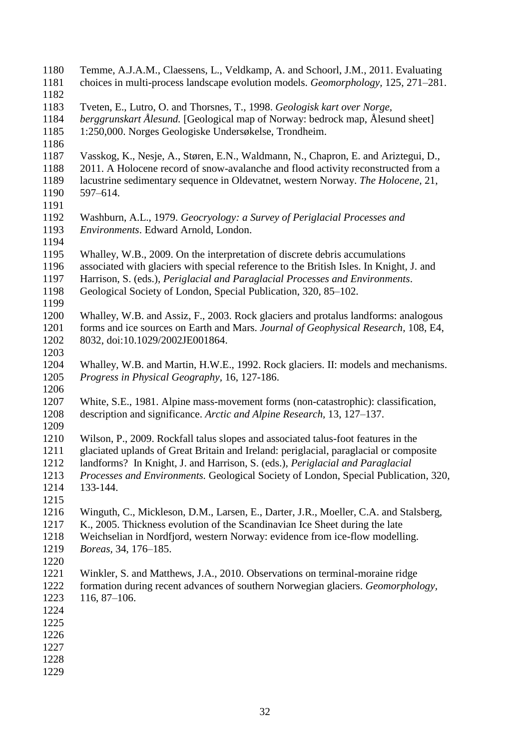Temme, A.J.A.M., Claessens, L., Veldkamp, A. and Schoorl, J.M., 2011. Evaluating choices in multi-process landscape evolution models. *Geomorphology,* 125, 271–281.

Tveten, E., Lutro, O. and Thorsnes, T., 1998. *Geologisk kart over Norge, berggrunskart Ålesund.* [Geological map of Norway: bedrock map, Ålesund sheet] 1:250,000. Norges Geologiske Undersøkelse, Trondheim.

Vasskog, K., Nesje, A., Støren, E.N., Waldmann, N., Chapron, E. and Ariztegui, D., 2011. A Holocene record of snow-avalanche and flood activity reconstructed from a lacustrine sedimentary sequence in Oldevatnet, western Norway. *The Holocene,* 21, 597–614.

Washburn, A.L., 1979. *Geocryology: a Survey of Periglacial Processes and Environments*. Edward Arnold, London.

Whalley, W.B., 2009. On the interpretation of discrete debris accumulations associated with glaciers with special reference to the British Isles. In Knight, J. and Harrison, S. (eds.), *Periglacial and Paraglacial Processes and Environments*. Geological Society of London, Special Publication, 320, 85–102.

Whalley, W.B. and Assiz, F., 2003. Rock glaciers and protalus landforms: analogous forms and ice sources on Earth and Mars. *Journal of Geophysical Research,* 108, E4, 8032, doi:10.1029/2002JE001864.

Whalley, W.B. and Martin, H.W.E., 1992. Rock glaciers. II: models and mechanisms. *Progress in Physical Geography*, 16, 127-186.

White, S.E., 1981. Alpine mass-movement forms (non-catastrophic): classification, description and significance. *Arctic and Alpine Research,* 13, 127–137.

Wilson, P., 2009. Rockfall talus slopes and associated talus-foot features in the glaciated uplands of Great Britain and Ireland: periglacial, paraglacial or composite landforms? In Knight, J. and Harrison, S. (eds.), *Periglacial and Paraglacial Processes and Environments.* Geological Society of London, Special Publication, 320, 133-144.

Winguth, C., Mickleson, D.M., Larsen, E., Darter, J.R., Moeller, C.A. and Stalsberg, K., 2005. Thickness evolution of the Scandinavian Ice Sheet during the late Weichselian in Nordfjord, western Norway: evidence from ice-flow modelling. *Boreas*, 34, 176–185.

Winkler, S. and Matthews, J.A., 2010. Observations on terminal-moraine ridge formation during recent advances of southern Norwegian glaciers. *Geomorphology,* 116, 87–106.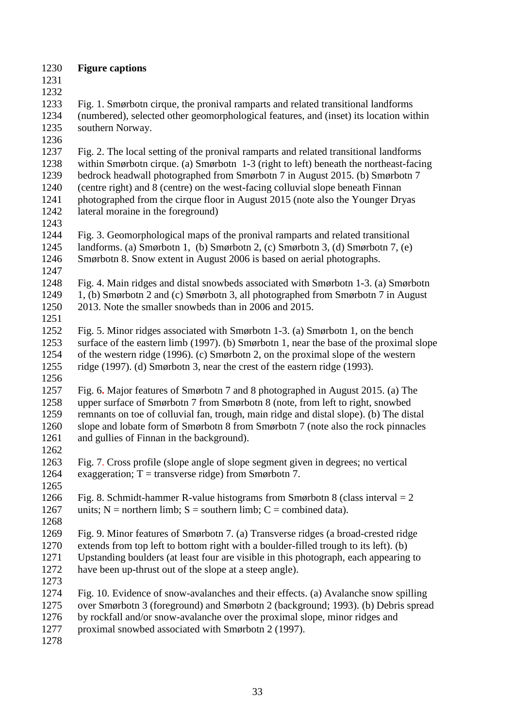## Figure captions

Fig. 1. Smørbotn cirque, the pronival ramparts and related transitional landforms (numbered), selected other geomorphological features, and (inset) its location within southern Norway.

Fig. 2. The local setting of the pronival ramparts and related transitional landforms within Smørbotn cirque. (a) Smørbotn 1-3 (right to left) beneath the northeast-facing bedrock headwall photographed from Smørbotn 7 in August 2015. (b) Smørbotn 7 (centre right) and 8 (centre) on the west-facing colluvial slope beneath Finnan photographed from the cirque floor in August 2015 (note also the Younger Dryas lateral moraine in the foreground)

Fig. 3. Geomorphological maps of the pronival ramparts and related transitional landforms. (a) Smørbotn 1, (b) Smørbotn 2, (c) Smørbotn 3, (d) Smørbotn 7, (e) Smørbotn 8. Snow extent in August 2006 is based on aerial photographs.

Fig. 4. Main ridges and distal snowbeds associated with Smørbotn 1-3. (a) Smørbotn 1, (b) Smørbotn 2 and (c) Smørbotn 3, all photographed from Smørbotn 7 in August 2013. Note the smaller snowbeds than in 2006 and 2015.

Fig. 5. Minor ridges associated with Smørbotn 1-3. (a) Smørbotn 1, on the bench surface of the eastern limb (1997). (b) Smørbotn 1, near the base of the proximal slope of the western ridge (1996). (c) Smørbotn 2, on the proximal slope of the western ridge (1997). (d) Smørbotn 3, near the crest of the eastern ridge (1993).

Fig. 6**.** Major features of Smørbotn 7 and 8 photographed in August 2015. (a) The upper surface of Smørbotn 7 from Smørbotn 8 (note, from left to right, snowbed remnants on toe of colluvial fan, trough, main ridge and distal slope). (b) The distal slope and lobate form of Smørbotn 8 from Smørbotn 7 (note also the rock pinnacles and gullies of Finnan in the background).

Fig. 7. Cross profile (slope angle of slope segment given in degrees; no vertical exaggeration; T = transverse ridge) from Smørbotn 7.

Fig. 8. Schmidt-hammer R-value histograms from Smørbotn 8 (class interval = 2 units; N = northern limb; S = southern limb; C = combined data).

Fig. 9. Minor features of Smørbotn 7. (a) Transverse ridges (a broad-crested ridge extends from top left to bottom right with a boulder-filled trough to its left). (b) Upstanding boulders (at least four are visible in this photograph, each appearing to have been up-thrust out of the slope at a steep angle).

Fig. 10. Evidence of snow-avalanches and their effects. (a) Avalanche snow spilling over Smørbotn 3 (foreground) and Smørbotn 2 (background; 1993). (b) Debris spread by rockfall and/or snow-avalanche over the proximal slope, minor ridges and proximal snowbed associated with Smørbotn 2 (1997).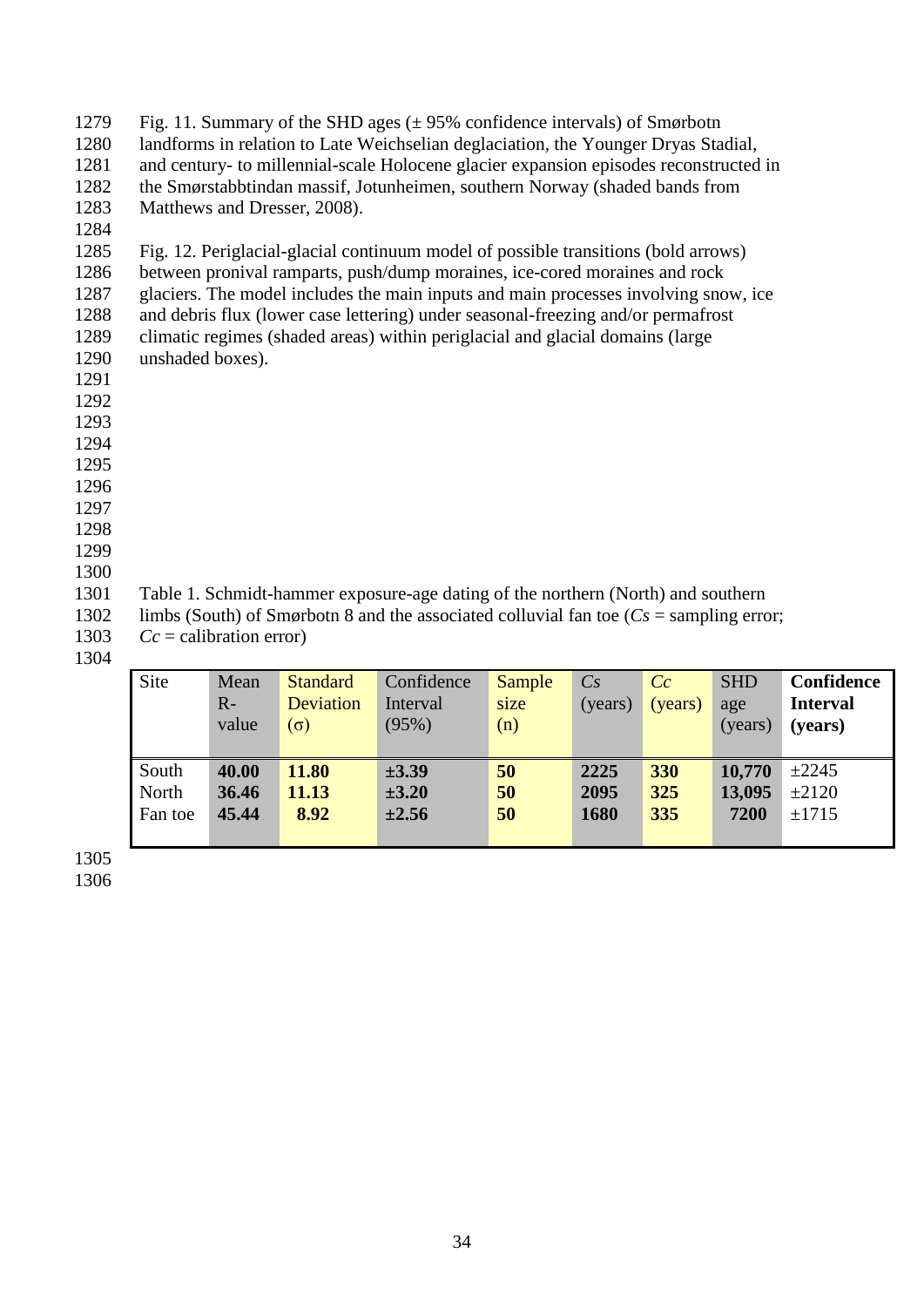Fig. 11. Summary of the SHD ages (± 95% confidence intervals) of Smørbotn landforms in relation to Late Weichselian deglaciation, the Younger Dryas Stadial, and century- to millennial-scale Holocene glacier expansion episodes reconstructed in the Smørstabbtindan massif, Jotunheimen, southern Norway (shaded bands from Matthews and Dresser, 2008).

Fig. 12. Periglacial-glacial continuum model of possible transitions (bold arrows) between pronival ramparts, push/dump moraines, ice-cored moraines and rock glaciers. The model includes the main inputs and main processes involving snow, ice and debris flux (lower case lettering) under seasonal-freezing and/or permafrost climatic regimes (shaded areas) within periglacial and glacial domains (large unshaded boxes).

Table 1. Schmidt-hammer exposure-age dating of the northern (North) and southern limbs (South) of Smørbotn 8 and the associated colluvial fan toe (*Cs* = sampling error; *Cc* = calibration error)

| Site | Mean R-value | Standard Deviation (σ) | Confidence Interval (95%) | Sample size (n) | *Cs* (years) | *Cc* (years) | SHD age (years) | **Confidence Interval (years)** |
|---|---|---|---|---|---|---|---|---|
| South | **40.00** | **11.80** | **±3.39** | **50** | **2225** | **330** | **10,770** | ±2245 |
| North | **36.46** | **11.13** | **±3.20** | **50** | **2095** | **325** | **13,095** | ±2120 |
| Fan toe | **45.44** | **8.92** | **±2.56** | **50** | **1680** | **335** | **7200** | ±1715 |